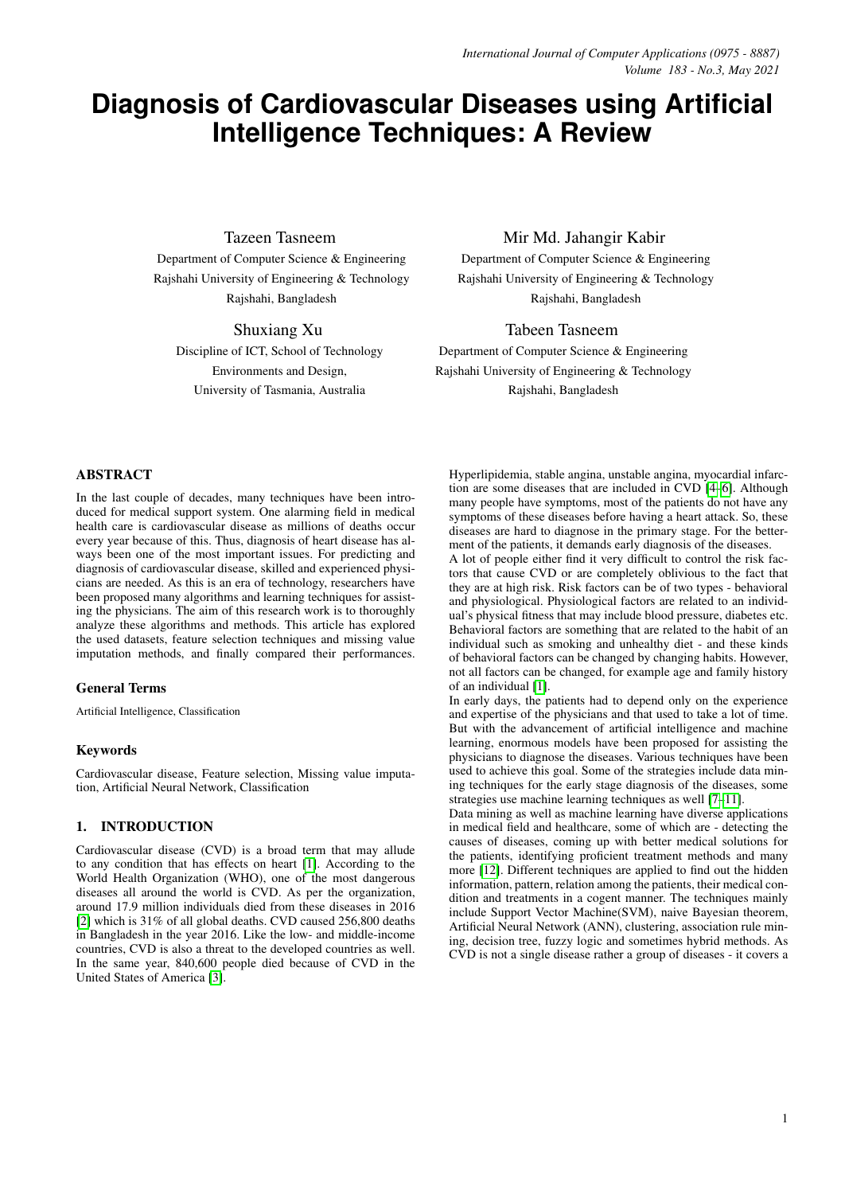# Diagnosis of Cardiovascular Diseases using Artificial Intelligence Techniques: A Review

Tazeen Tasneem
Department of Computer Science & Engineering
Rajshahi University of Engineering & Technology
Rajshahi, Bangladesh

Mir Md. Jahangir Kabir
Department of Computer Science & Engineering
Rajshahi University of Engineering & Technology
Rajshahi, Bangladesh

Shuxiang Xu
Discipline of ICT, School of Technology
Environments and Design,
University of Tasmania, Australia

Tabeen Tasneem
Department of Computer Science & Engineering
Rajshahi University of Engineering & Technology
Rajshahi, Bangladesh

## ABSTRACT

In the last couple of decades, many techniques have been introduced for medical support system. One alarming field in medical health care is cardiovascular disease as millions of deaths occur every year because of this. Thus, diagnosis of heart disease has always been one of the most important issues. For predicting and diagnosis of cardiovascular disease, skilled and experienced physicians are needed. As this is an era of technology, researchers have been proposed many algorithms and learning techniques for assisting the physicians. The aim of this research work is to thoroughly analyze these algorithms and methods. This article has explored the used datasets, feature selection techniques and missing value imputation methods, and finally compared their performances.

### General Terms

Artificial Intelligence, Classification

### Keywords

Cardiovascular disease, Feature selection, Missing value imputation, Artificial Neural Network, Classification

## 1. INTRODUCTION

Cardiovascular disease (CVD) is a broad term that may allude to any condition that has effects on heart [1]. According to the World Health Organization (WHO), one of the most dangerous diseases all around the world is CVD. As per the organization, around 17.9 million individuals died from these diseases in 2016 [2] which is 31% of all global deaths. CVD caused 256,800 deaths in Bangladesh in the year 2016. Like the low- and middle-income countries, CVD is also a threat to the developed countries as well. In the same year, 840,600 people died because of CVD in the United States of America [3].

Hyperlipidemia, stable angina, unstable angina, myocardial infarction are some diseases that are included in CVD [4–6]. Although many people have symptoms, most of the patients do not have any symptoms of these diseases before having a heart attack. So, these diseases are hard to diagnose in the primary stage. For the betterment of the patients, it demands early diagnosis of the diseases.

A lot of people either find it very difficult to control the risk factors that cause CVD or are completely oblivious to the fact that they are at high risk. Risk factors can be of two types - behavioral and physiological. Physiological factors are related to an individual's physical fitness that may include blood pressure, diabetes etc. Behavioral factors are something that are related to the habit of an individual such as smoking and unhealthy diet - and these kinds of behavioral factors can be changed by changing habits. However, not all factors can be changed, for example age and family history of an individual [1].

In early days, the patients had to depend only on the experience and expertise of the physicians and that used to take a lot of time. But with the advancement of artificial intelligence and machine learning, enormous models have been proposed for assisting the physicians to diagnose the diseases. Various techniques have been used to achieve this goal. Some of the strategies include data mining techniques for the early stage diagnosis of the diseases, some strategies use machine learning techniques as well [7–11].

Data mining as well as machine learning have diverse applications in medical field and healthcare, some of which are - detecting the causes of diseases, coming up with better medical solutions for the patients, identifying proficient treatment methods and many more [12]. Different techniques are applied to find out the hidden information, pattern, relation among the patients, their medical condition and treatments in a cogent manner. The techniques mainly include Support Vector Machine(SVM), naive Bayesian theorem, Artificial Neural Network (ANN), clustering, association rule mining, decision tree, fuzzy logic and sometimes hybrid methods. As CVD is not a single disease rather a group of diseases - it covers a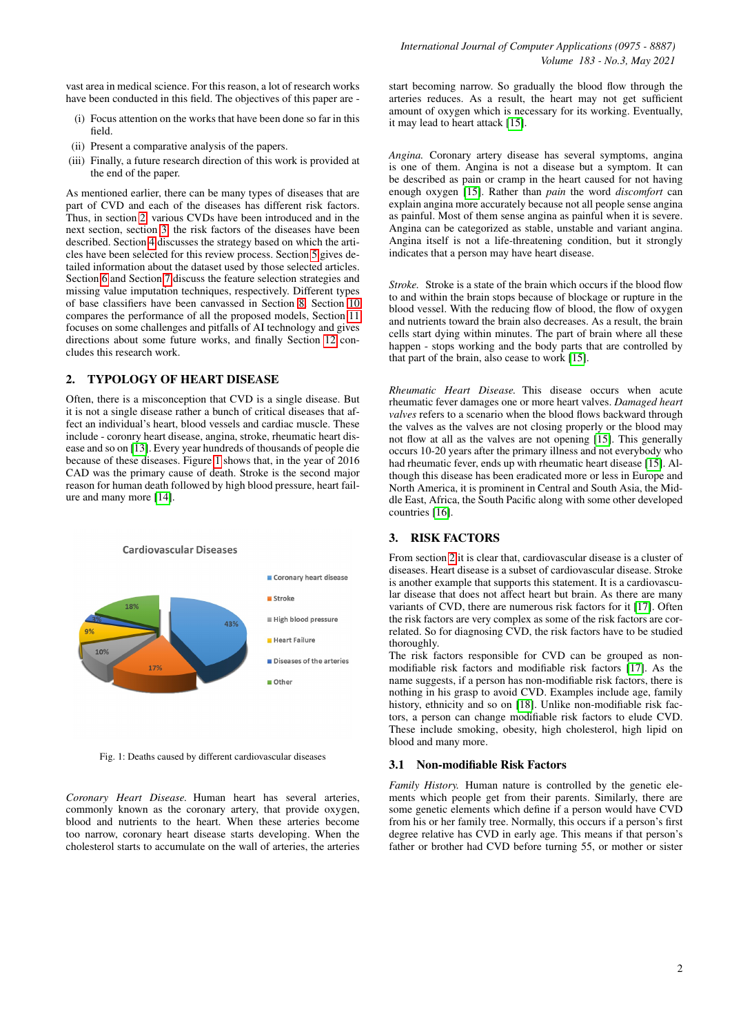vast area in medical science. For this reason, a lot of research works have been conducted in this field. The objectives of this paper are -

(i) Focus attention on the works that have been done so far in this field.
(ii) Present a comparative analysis of the papers.
(iii) Finally, a future research direction of this work is provided at the end of the paper.

As mentioned earlier, there can be many types of diseases that are part of CVD and each of the diseases has different risk factors. Thus, in section 2, various CVDs have been introduced and in the next section, section 3, the risk factors of the diseases have been described. Section 4 discusses the strategy based on which the articles have been selected for this review process. Section 5 gives detailed information about the dataset used by those selected articles. Section 6 and Section 7 discuss the feature selection strategies and missing value imputation techniques, respectively. Different types of base classifiers have been canvassed in Section 8. Section 10 compares the performance of all the proposed models, Section 11 focuses on some challenges and pitfalls of AI technology and gives directions about some future works, and finally Section 12 concludes this research work.

## 2. TYPOLOGY OF HEART DISEASE

Often, there is a misconception that CVD is a single disease. But it is not a single disease rather a bunch of critical diseases that affect an individual's heart, blood vessels and cardiac muscle. These include - corony heart disease, angina, stroke, rheumatic heart disease and so on [13]. Every year hundreds of thousands of people die because of these diseases. Figure 1 shows that, in the year of 2016 CAD was the primary cause of death. Stroke is the second major reason for human death followed by high blood pressure, heart failure and many more [14].

Fig. 1: Deaths caused by different cardiovascular diseases

*Coronary Heart Disease.* Human heart has several arteries, commonly known as the coronary artery, that provide oxygen, blood and nutrients to the heart. When these arteries become too narrow, coronary heart disease starts developing. When the cholesterol starts to accumulate on the wall of arteries, the arteries start becoming narrow. So gradually the blood flow through the arteries reduces. As a result, the heart may not get sufficient amount of oxygen which is necessary for its working. Eventually, it may lead to heart attack [15].

*Angina.* Coronary artery disease has several symptoms, angina is one of them. Angina is not a disease but a symptom. It can be described as pain or cramp in the heart caused for not having enough oxygen [15]. Rather than *pain* the word *discomfort* can explain angina more accurately because not all people sense angina as painful. Most of them sense angina as painful when it is severe. Angina can be categorized as stable, unstable and variant angina. Angina itself is not a life-threatening condition, but it strongly indicates that a person may have heart disease.

*Stroke.* Stroke is a state of the brain which occurs if the blood flow to and within the brain stops because of blockage or rupture in the blood vessel. With the reducing flow of blood, the flow of oxygen and nutrients toward the brain also decreases. As a result, the brain cells start dying within minutes. The part of brain where all these happen - stops working and the body parts that are controlled by that part of the brain, also cease to work [15].

*Rheumatic Heart Disease.* This disease occurs when acute rheumatic fever damages one or more heart valves. *Damaged heart valves* refers to a scenario when the blood flows backward through the valves as the valves are not closing properly or the blood may not flow at all as the valves are not opening [15]. This generally occurs 10-20 years after the primary illness and not everybody who had rheumatic fever, ends up with rheumatic heart disease [15]. Although this disease has been eradicated more or less in Europe and North America, it is prominent in Central and South Asia, the Middle East, Africa, the South Pacific along with some other developed countries [16].

## 3. RISK FACTORS

From section 2 it is clear that, cardiovascular disease is a cluster of diseases. Heart disease is a subset of cardiovascular disease. Stroke is another example that supports this statement. It is a cardiovascular disease that does not affect heart but brain. As there are many variants of CVD, there are numerous risk factors for it [17]. Often the risk factors are very complex as some of the risk factors are correlated. So for diagnosing CVD, the risk factors have to be studied thoroughly.
The risk factors responsible for CVD can be grouped as non-modifiable risk factors and modifiable risk factors [17]. As the name suggests, if a person has non-modifiable risk factors, there is nothing in his grasp to avoid CVD. Examples include age, family history, ethnicity and so on [18]. Unlike non-modifiable risk factors, a person can change modifiable risk factors to elude CVD. These include smoking, obesity, high cholesterol, high lipid on blood and many more.

### 3.1 Non-modifiable Risk Factors

*Family History.* Human nature is controlled by the genetic elements which people get from their parents. Similarly, there are some genetic elements which define if a person would have CVD from his or her family tree. Normally, this occurs if a person's first degree relative has CVD in early age. This means if that person's father or brother had CVD before turning 55, or mother or sister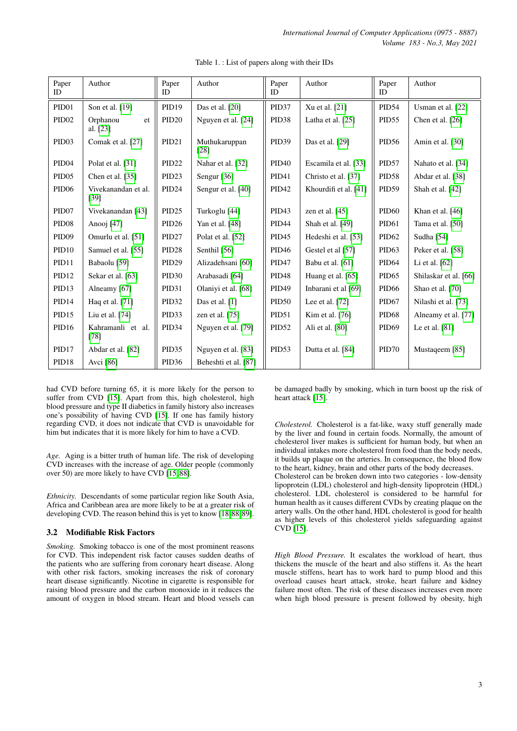Table 1. : List of papers along with their IDs

| Paper ID | Author | Paper ID | Author | Paper ID | Author | Paper ID | Author |
|---|---|---|---|---|---|---|---|
| PID01 | Son et al. [19] | PID19 | Das et al. [20] | PID37 | Xu et al. [21] | PID54 | Usman et al. [22] |
| PID02 | Orphanou et al. [23] | PID20 | Nguyen et al. [24] | PID38 | Latha et al. [25] | PID55 | Chen et al. [26] |
| PID03 | Comak et al. [27] | PID21 | Muthukaruppan [28] | PID39 | Das et al. [29] | PID56 | Amin et al. [30] |
| PID04 | Polat et al. [31] | PID22 | Nahar et al. [32] | PID40 | Escamila et al. [33] | PID57 | Nahato et al. [34] |
| PID05 | Chen et al. [35] | PID23 | Sengur [36] | PID41 | Christo et al. [37] | PID58 | Abdar et al. [38] |
| PID06 | Vivekanandan et al. [39] | PID24 | Sengur et al. [40] | PID42 | Khourdifi et al. [41] | PID59 | Shah et al. [42] |
| PID07 | Vivekanandan [43] | PID25 | Turkoglu [44] | PID43 | zen et al. [45] | PID60 | Khan et al. [46] |
| PID08 | Anooj [47] | PID26 | Yan et al. [48] | PID44 | Shah et al. [49] | PID61 | Tama et al. [50] |
| PID09 | Omurlu et al. [51] | PID27 | Polat et al. [52] | PID45 | Hedeshi et al. [53] | PID62 | Sudha [54] |
| PID10 | Samuel et al. [55] | PID28 | Senthil [56] | PID46 | Gestel et al [57] | PID63 | Peker et al. [58] |
| PID11 | Babaolu [59] | PID29 | Alizadehsani [60] | PID47 | Babu et al. [61] | PID64 | Li et al. [62] |
| PID12 | Sekar et al. [63] | PID30 | Arabasadi [64] | PID48 | Huang et al. [65] | PID65 | Shilaskar et al. [66] |
| PID13 | Alneamy [67] | PID31 | Olaniyi et al. [68] | PID49 | Inbarani et al [69] | PID66 | Shao et al. [70] |
| PID14 | Haq et al. [71] | PID32 | Das et al. [1] | PID50 | Lee et al. [72] | PID67 | Nilashi et al. [73] |
| PID15 | Liu et al. [74] | PID33 | zen et al. [75] | PID51 | Kim et al. [76] | PID68 | Alneamy et al. [77] |
| PID16 | Kahramanli et al. [78] | PID34 | Nguyen et al. [79] | PID52 | Ali et al. [80] | PID69 | Le et al. [81] |
| PID17 | Abdar et al. [82] | PID35 | Nguyen et al. [83] | PID53 | Dutta et al. [84] | PID70 | Mustaqeem [85] |
| PID18 | Avci [86] | PID36 | Beheshti et al. [87] | | | | |

had CVD before turning 65, it is more likely for the person to suffer from CVD [15]. Apart from this, high cholesterol, high blood pressure and type II diabetics in family history also increases one's possibility of having CVD [15]. If one has family history regarding CVD, it does not indicate that CVD is unavoidable for him but indicates that it is more likely for him to have a CVD.

*Age.* Aging is a bitter truth of human life. The risk of developing CVD increases with the increase of age. Older people (commonly over 50) are more likely to have CVD [15, 88].

*Ethnicity.* Descendants of some particular region like South Asia, Africa and Caribbean area are more likely to be at a greater risk of developing CVD. The reason behind this is yet to know [18, 88, 89].

### 3.2 Modifiable Risk Factors

*Smoking.* Smoking tobacco is one of the most prominent reasons for CVD. This independent risk factor causes sudden deaths of the patients who are suffering from coronary heart disease. Along with other risk factors, smoking increases the risk of coronary heart disease significantly. Nicotine in cigarette is responsible for raising blood pressure and the carbon monoxide in it reduces the amount of oxygen in blood stream. Heart and blood vessels can be damaged badly by smoking, which in turn boost up the risk of heart attack [15].

*Cholesterol.* Cholesterol is a fat-like, waxy stuff generally made by the liver and found in certain foods. Normally, the amount of cholesterol liver makes is sufficient for human body, but when an individual intakes more cholesterol from food than the body needs, it builds up plaque on the arteries. In consequence, the blood flow to the heart, kidney, brain and other parts of the body decreases. Cholesterol can be broken down into two categories - low-density lipoprotein (LDL) cholesterol and high-density lipoprotein (HDL) cholesterol. LDL cholesterol is considered to be harmful for human health as it causes different CVDs by creating plaque on the artery walls. On the other hand, HDL cholesterol is good for health as higher levels of this cholesterol yields safeguarding against CVD [15].

*High Blood Pressure.* It escalates the workload of heart, thus thickens the muscle of the heart and also stiffens it. As the heart muscle stiffens, heart has to work hard to pump blood and this overload causes heart attack, stroke, heart failure and kidney failure most often. The risk of these diseases increases even more when high blood pressure is present followed by obesity, high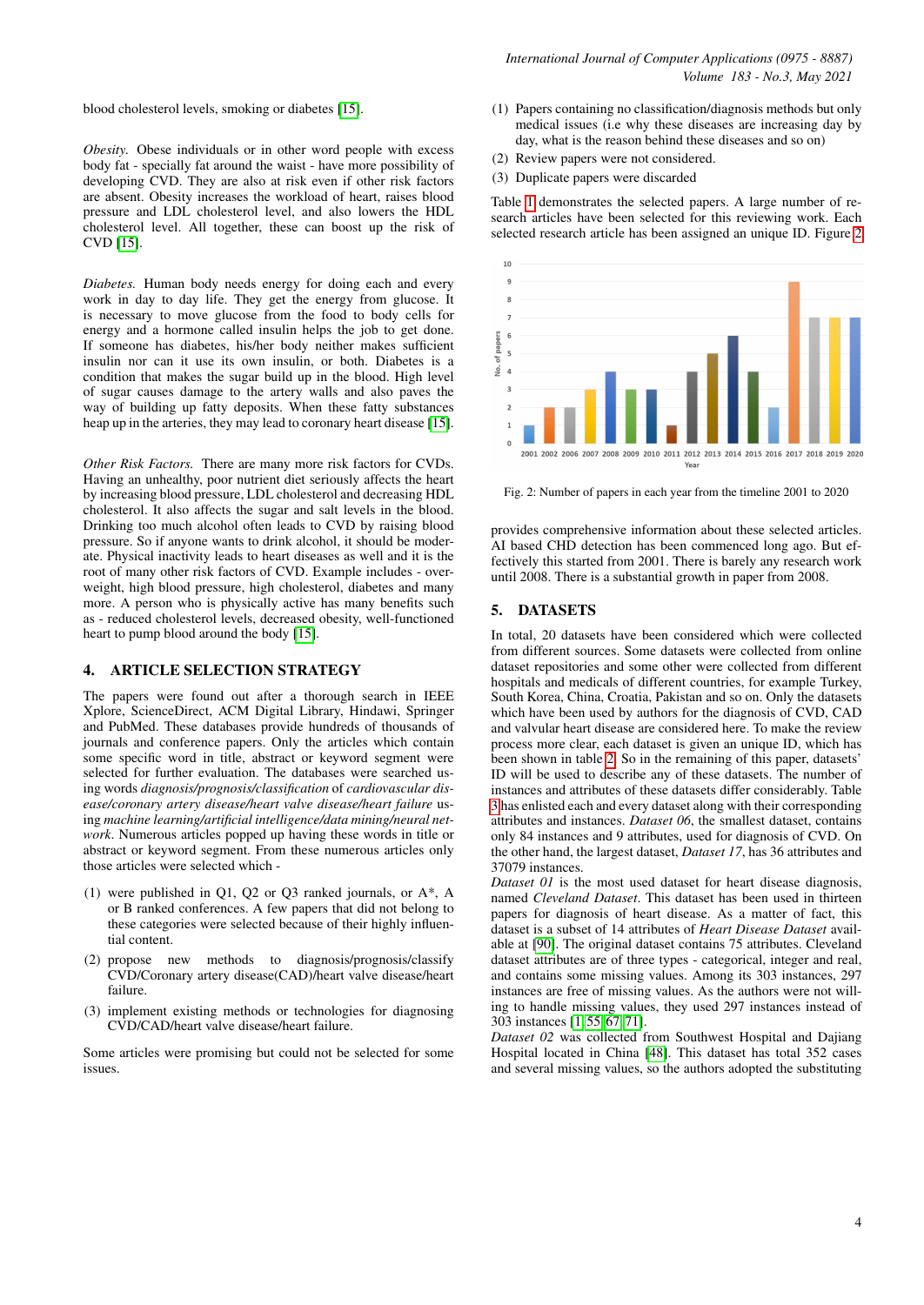blood cholesterol levels, smoking or diabetes [15].

*Obesity.* Obese individuals or in other word people with excess body fat - specially fat around the waist - have more possibility of developing CVD. They are also at risk even if other risk factors are absent. Obesity increases the workload of heart, raises blood pressure and LDL cholesterol level, and also lowers the HDL cholesterol level. All together, these can boost up the risk of CVD [15].

*Diabetes.* Human body needs energy for doing each and every work in day to day life. They get the energy from glucose. It is necessary to move glucose from the food to body cells for energy and a hormone called insulin helps the job to get done. If someone has diabetes, his/her body neither makes sufficient insulin nor can it use its own insulin, or both. Diabetes is a condition that makes the sugar build up in the blood. High level of sugar causes damage to the artery walls and also paves the way of building up fatty deposits. When these fatty substances heap up in the arteries, they may lead to coronary heart disease [15].

*Other Risk Factors.* There are many more risk factors for CVDs. Having an unhealthy, poor nutrient diet seriously affects the heart by increasing blood pressure, LDL cholesterol and decreasing HDL cholesterol. It also affects the sugar and salt levels in the blood. Drinking too much alcohol often leads to CVD by raising blood pressure. So if anyone wants to drink alcohol, it should be moderate. Physical inactivity leads to heart diseases as well and it is the root of many other risk factors of CVD. Example includes - overweight, high blood pressure, high cholesterol, diabetes and many more. A person who is physically active has many benefits such as - reduced cholesterol levels, decreased obesity, well-functioned heart to pump blood around the body [15].

## 4. ARTICLE SELECTION STRATEGY

The papers were found out after a thorough search in IEEE Xplore, ScienceDirect, ACM Digital Library, Springer and PubMed. These databases provide hundreds of thousands of journals and conference papers. Only the articles which contain some specific word in title, abstract or keyword segment were selected for further evaluation. The databases were searched using words *diagnosis/prognosis/classification* of *cardiovascular disease/coronary artery disease/heart valve disease/heart failure* using *machine learning/artificial intelligence/data mining/neural network*. Numerous articles popped up having these words in title or abstract or keyword segment. From these numerous articles only those articles were selected which -

(1) were published in Q1, Q2 or Q3 ranked journals, or A*, A or B ranked conferences. A few papers that did not belong to these categories were selected because of their highly influential content.
(2) propose new methods to diagnosis/prognosis/classify CVD/Coronary artery disease(CAD)/heart valve disease/heart failure.
(3) implement existing methods or technologies for diagnosing CVD/CAD/heart valve disease/heart failure.

Some articles were promising but could not be selected for some issues.

(1) Papers containing no classification/diagnosis methods but only medical issues (i.e why these diseases are increasing day by day, what is the reason behind these diseases and so on)
(2) Review papers were not considered.
(3) Duplicate papers were discarded

Table 1 demonstrates the selected papers. A large number of research articles have been selected for this reviewing work. Each selected research article has been assigned an unique ID. Figure 2

| Year | No. of papers |
|---|---|
| 2001 | 1 |
| 2002 | 2 |
| 2006 | 2 |
| 2007 | 3 |
| 2008 | 4 |
| 2009 | 3 |
| 2010 | 3 |
| 2011 | 1 |
| 2012 | 4 |
| 2013 | 5 |
| 2014 | 6 |
| 2015 | 4 |
| 2016 | 2 |
| 2017 | 9 |
| 2018 | 7 |
| 2019 | 7 |
| 2020 | 7 |

Fig. 2: Number of papers in each year from the timeline 2001 to 2020

provides comprehensive information about these selected articles. AI based CHD detection has been commenced long ago. But effectively this started from 2001. There is barely any research work until 2008. There is a substantial growth in paper from 2008.

## 5. DATASETS

In total, 20 datasets have been considered which were collected from different sources. Some datasets were collected from online dataset repositories and some other were collected from different hospitals and medicals of different countries, for example Turkey, South Korea, China, Croatia, Pakistan and so on. Only the datasets which have been used by authors for the diagnosis of CVD, CAD and valvular heart disease are considered here. To make the review process more clear, each dataset is given an unique ID, which has been shown in table 2. So in the remaining of this paper, datasets' ID will be used to describe any of these datasets. The number of instances and attributes of these datasets differ considerably. Table 3 has enlisted each and every dataset along with their corresponding attributes and instances. *Dataset 06*, the smallest dataset, contains only 84 instances and 9 attributes, used for diagnosis of CVD. On the other hand, the largest dataset, *Dataset 17*, has 36 attributes and 37079 instances.
*Dataset 01* is the most used dataset for heart disease diagnosis, named *Cleveland Dataset*. This dataset has been used in thirteen papers for diagnosis of heart disease. As a matter of fact, this dataset is a subset of 14 attributes of *Heart Disease Dataset* available at [90]. The original dataset contains 75 attributes. Cleveland dataset attributes are of three types - categorical, integer and real, and contains some missing values. Among its 303 instances, 297 instances are free of missing values. As the authors were not willing to handle missing values, they used 297 instances instead of 303 instances [1, 55, 67, 71].
*Dataset 02* was collected from Southwest Hospital and Dajiang Hospital located in China [48]. This dataset has total 352 cases and several missing values, so the authors adopted the substituting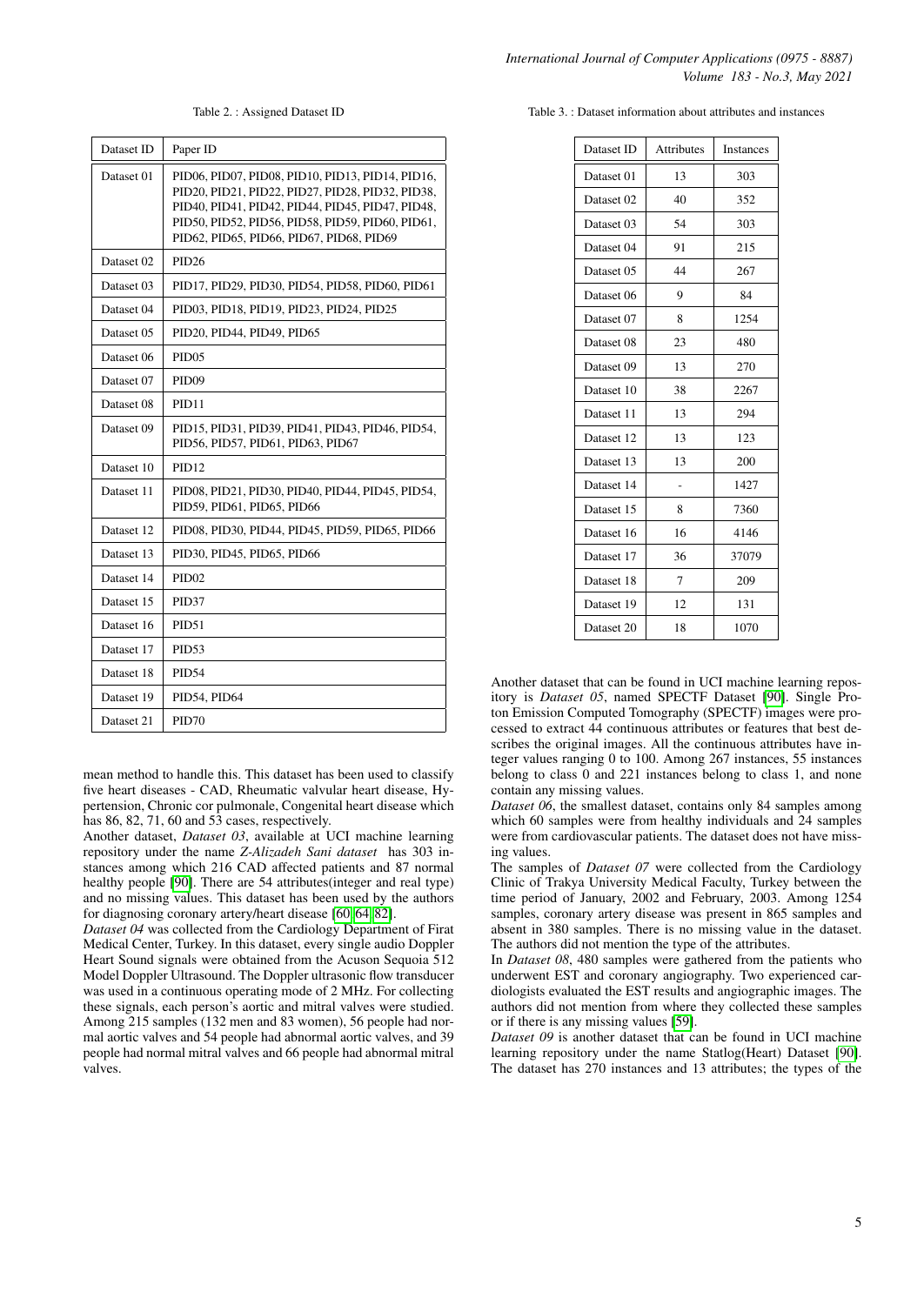Table 2. : Assigned Dataset ID

| Dataset ID | Paper ID |
|---|---|
| Dataset 01 | PID06, PID07, PID08, PID10, PID13, PID14, PID16, PID20, PID21, PID22, PID27, PID28, PID32, PID38, PID40, PID41, PID42, PID44, PID45, PID47, PID48, PID50, PID52, PID56, PID58, PID59, PID60, PID61, PID62, PID65, PID66, PID67, PID68, PID69 |
| Dataset 02 | PID26 |
| Dataset 03 | PID17, PID29, PID30, PID54, PID58, PID60, PID61 |
| Dataset 04 | PID03, PID18, PID19, PID23, PID24, PID25 |
| Dataset 05 | PID20, PID44, PID49, PID65 |
| Dataset 06 | PID05 |
| Dataset 07 | PID09 |
| Dataset 08 | PID11 |
| Dataset 09 | PID15, PID31, PID39, PID41, PID43, PID46, PID54, PID56, PID57, PID61, PID63, PID67 |
| Dataset 10 | PID12 |
| Dataset 11 | PID08, PID21, PID30, PID40, PID44, PID45, PID54, PID59, PID61, PID65, PID66 |
| Dataset 12 | PID08, PID30, PID44, PID45, PID59, PID65, PID66 |
| Dataset 13 | PID30, PID45, PID65, PID66 |
| Dataset 14 | PID02 |
| Dataset 15 | PID37 |
| Dataset 16 | PID51 |
| Dataset 17 | PID53 |
| Dataset 18 | PID54 |
| Dataset 19 | PID54, PID64 |
| Dataset 21 | PID70 |

mean method to handle this. This dataset has been used to classify five heart diseases - CAD, Rheumatic valvular heart disease, Hypertension, Chronic cor pulmonale, Congenital heart disease which has 86, 82, 71, 60 and 53 cases, respectively.

Another dataset, *Dataset 03*, available at UCI machine learning repository under the name *Z-Alizadeh Sani dataset* has 303 instances among which 216 CAD affected patients and 87 normal healthy people [90]. There are 54 attributes(integer and real type) and no missing values. This dataset has been used by the authors for diagnosing coronary artery/heart disease [60, 64, 82].

*Dataset 04* was collected from the Cardiology Department of Firat Medical Center, Turkey. In this dataset, every single audio Doppler Heart Sound signals were obtained from the Acuson Sequoia 512 Model Doppler Ultrasound. The Doppler ultrasonic flow transducer was used in a continuous operating mode of 2 MHz. For collecting these signals, each person's aortic and mitral valves were studied. Among 215 samples (132 men and 83 women), 56 people had normal aortic valves and 54 people had abnormal aortic valves, and 39 people had normal mitral valves and 66 people had abnormal mitral valves.

Table 3. : Dataset information about attributes and instances

| Dataset ID | Attributes | Instances |
|---|---|---|
| Dataset 01 | 13 | 303 |
| Dataset 02 | 40 | 352 |
| Dataset 03 | 54 | 303 |
| Dataset 04 | 91 | 215 |
| Dataset 05 | 44 | 267 |
| Dataset 06 | 9 | 84 |
| Dataset 07 | 8 | 1254 |
| Dataset 08 | 23 | 480 |
| Dataset 09 | 13 | 270 |
| Dataset 10 | 38 | 2267 |
| Dataset 11 | 13 | 294 |
| Dataset 12 | 13 | 123 |
| Dataset 13 | 13 | 200 |
| Dataset 14 | - | 1427 |
| Dataset 15 | 8 | 7360 |
| Dataset 16 | 16 | 4146 |
| Dataset 17 | 36 | 37079 |
| Dataset 18 | 7 | 209 |
| Dataset 19 | 12 | 131 |
| Dataset 20 | 18 | 1070 |

Another dataset that can be found in UCI machine learning repository is *Dataset 05*, named SPECTF Dataset [90]. Single Proton Emission Computed Tomography (SPECTF) images were processed to extract 44 continuous attributes or features that best describes the original images. All the continuous attributes have integer values ranging 0 to 100. Among 267 instances, 55 instances belong to class 0 and 221 instances belong to class 1, and none contain any missing values.

*Dataset 06*, the smallest dataset, contains only 84 samples among which 60 samples were from healthy individuals and 24 samples were from cardiovascular patients. The dataset does not have missing values.

The samples of *Dataset 07* were collected from the Cardiology Clinic of Trakya University Medical Faculty, Turkey between the time period of January, 2002 and February, 2003. Among 1254 samples, coronary artery disease was present in 865 samples and absent in 380 samples. There is no missing value in the dataset. The authors did not mention the type of the attributes.

In *Dataset 08*, 480 samples were gathered from the patients who underwent EST and coronary angiography. Two experienced cardiologists evaluated the EST results and angiographic images. The authors did not mention from where they collected these samples or if there is any missing values [59].

*Dataset 09* is another dataset that can be found in UCI machine learning repository under the name Statlog(Heart) Dataset [90]. The dataset has 270 instances and 13 attributes; the types of the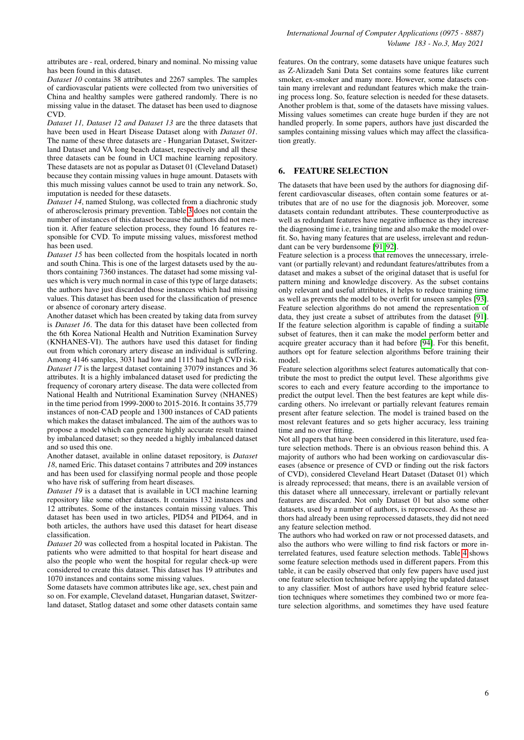attributes are - real, ordered, binary and nominal. No missing value has been found in this dataset.

*Dataset 10* contains 38 attributes and 2267 samples. The samples of cardiovascular patients were collected from two universities of China and healthy samples were gathered randomly. There is no missing value in the dataset. The dataset has been used to diagnose CVD.

*Dataset 11, Dataset 12 and Dataset 13* are the three datasets that have been used in Heart Disease Dataset along with *Dataset 01*. The name of these three datasets are - Hungarian Dataset, Switzerland Dataset and VA long beach dataset, respectively and all these three datasets can be found in UCI machine learning repository. These datasets are not as popular as Dataset 01 (Cleveland Dataset) because they contain missing values in huge amount. Datasets with this much missing values cannot be used to train any network. So, imputation is needed for these datasets.

*Dataset 14*, named Stulong, was collected from a diachronic study of atherosclerosis primary prevention. Table 3 does not contain the number of instances of this dataset because the authors did not mention it. After feature selection process, they found 16 features responsible for CVD. To impute missing values, missforest method has been used.

*Dataset 15* has been collected from the hospitals located in north and south China. This is one of the largest datasets used by the authors containing 7360 instances. The dataset had some missing values which is very much normal in case of this type of large datasets; the authors have just discarded those instances which had missing values. This dataset has been used for the classification of presence or absence of coronary artery disease.

Another dataset which has been created by taking data from survey is *Dataset 16*. The data for this dataset have been collected from the 6th Korea National Health and Nutrition Examination Survey (KNHANES-VI). The authors have used this dataset for finding out from which coronary artery disease an individual is suffering. Among 4146 samples, 3031 had low and 1115 had high CVD risk.

*Dataset 17* is the largest dataset containing 37079 instances and 36 attributes. It is a highly imbalanced dataset used for predicting the frequency of coronary artery disease. The data were collected from National Health and Nutritional Examination Survey (NHANES) in the time period from 1999-2000 to 2015-2016. It contains 35,779 instances of non-CAD people and 1300 instances of CAD patients which makes the dataset imbalanced. The aim of the authors was to propose a model which can generate highly accurate result trained by imbalanced dataset; so they needed a highly imbalanced dataset and so used this one.

Another dataset, available in online dataset repository, is *Dataset 18*, named Eric. This dataset contains 7 attributes and 209 instances and has been used for classifying normal people and those people who have risk of suffering from heart diseases.

*Dataset 19* is a dataset that is available in UCI machine learning repository like some other datasets. It contains 132 instances and 12 attributes. Some of the instances contain missing values. This dataset has been used in two articles, PID54 and PID64, and in both articles, the authors have used this dataset for heart disease classification.

*Dataset 20* was collected from a hospital located in Pakistan. The patients who were admitted to that hospital for heart disease and also the people who went the hospital for regular check-up were considered to create this dataset. This dataset has 19 attributes and 1070 instances and contains some missing values.

Some datasets have common attributes like age, sex, chest pain and so on. For example, Cleveland dataset, Hungarian dataset, Switzerland dataset, Statlog dataset and some other datasets contain same features. On the contrary, some datasets have unique features such as Z-Alizadeh Sani Data Set contains some features like current smoker, ex-smoker and many more. However, some datasets contain many irrelevant and redundant features which make the training process long. So, feature selection is needed for these datasets. Another problem is that, some of the datasets have missing values. Missing values sometimes can create huge burden if they are not handled properly. In some papers, authors have just discarded the samples containing missing values which may affect the classification greatly.

## 6. FEATURE SELECTION

The datasets that have been used by the authors for diagnosing different cardiovascular diseases, often contain some features or attributes that are of no use for the diagnosis job. Moreover, some datasets contain redundant attributes. These counterproductive as well as redundant features have negative influence as they increase the diagnosing time i.e, training time and also make the model overfit. So, having many features that are useless, irrelevant and redundant can be very burdensome [91, 92].

Feature selection is a process that removes the unnecessary, irrelevant (or partially relevant) and redundant features/attributes from a dataset and makes a subset of the original dataset that is useful for pattern mining and knowledge discovery. As the subset contains only relevant and useful attributes, it helps to reduce training time as well as prevents the model to be overfit for unseen samples [93]. Feature selection algorithms do not amend the representation of data, they just create a subset of attributes from the dataset [91]. If the feature selection algorithm is capable of finding a suitable subset of features, then it can make the model perform better and acquire greater accuracy than it had before [94]. For this benefit, authors opt for feature selection algorithms before training their model.

Feature selection algorithms select features automatically that contribute the most to predict the output level. These algorithms give scores to each and every feature according to the importance to predict the output level. Then the best features are kept while discarding others. No irrelevant or partially relevant features remain present after feature selection. The model is trained based on the most relevant features and so gets higher accuracy, less training time and no over fitting.

Not all papers that have been considered in this literature, used feature selection methods. There is an obvious reason behind this. A majority of authors who had been working on cardiovascular diseases (absence or presence of CVD or finding out the risk factors of CVD), considered Cleveland Heart Dataset (Dataset 01) which is already reprocessed; that means, there is an available version of this dataset where all unnecessary, irrelevant or partially relevant features are discarded. Not only Dataset 01 but also some other datasets, used by a number of authors, is reprocessed. As these authors had already been using reprocessed datasets, they did not need any feature selection method.

The authors who had worked on raw or not processed datasets, and also the authors who were willing to find risk factors or more interrelated features, used feature selection methods. Table 4 shows some feature selection methods used in different papers. From this table, it can be easily observed that only few papers have used just one feature selection technique before applying the updated dataset to any classifier. Most of authors have used hybrid feature selection techniques where sometimes they combined two or more feature selection algorithms, and sometimes they have used feature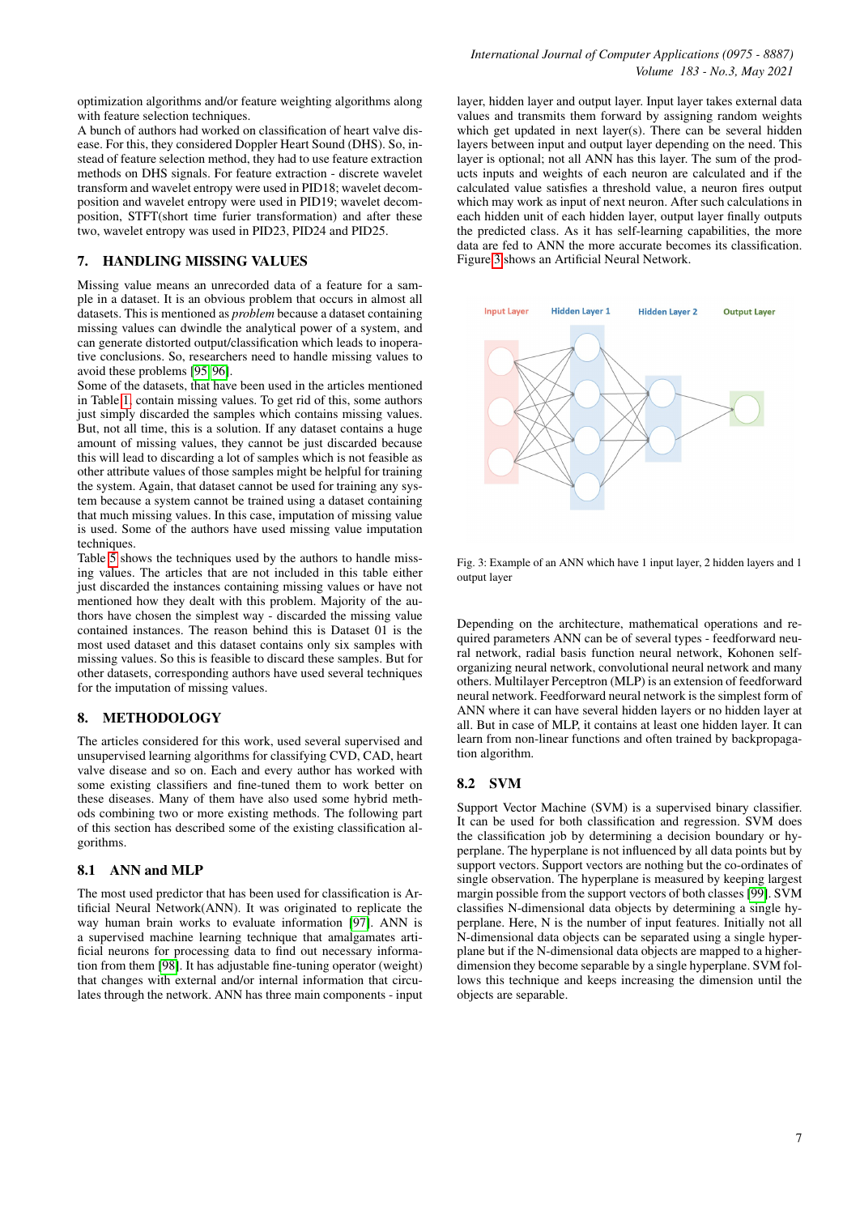optimization algorithms and/or feature weighting algorithms along with feature selection techniques.

A bunch of authors had worked on classification of heart valve disease. For this, they considered Doppler Heart Sound (DHS). So, instead of feature selection method, they had to use feature extraction methods on DHS signals. For feature extraction - discrete wavelet transform and wavelet entropy were used in PID18; wavelet decomposition and wavelet entropy were used in PID19; wavelet decomposition, STFT(short time furier transformation) and after these two, wavelet entropy was used in PID23, PID24 and PID25.

## 7. HANDLING MISSING VALUES

Missing value means an unrecorded data of a feature for a sample in a dataset. It is an obvious problem that occurs in almost all datasets. This is mentioned as *problem* because a dataset containing missing values can dwindle the analytical power of a system, and can generate distorted output/classification which leads to inoperative conclusions. So, researchers need to handle missing values to avoid these problems [95][96].

Some of the datasets, that have been used in the articles mentioned in Table 1, contain missing values. To get rid of this, some authors just simply discarded the samples which contains missing values. But, not all time, this is a solution. If any dataset contains a huge amount of missing values, they cannot be just discarded because this will lead to discarding a lot of samples which is not feasible as other attribute values of those samples might be helpful for training the system. Again, that dataset cannot be used for training any system because a system cannot be trained using a dataset containing that much missing values. In this case, imputation of missing value is used. Some of the authors have used missing value imputation techniques.

Table 5 shows the techniques used by the authors to handle missing values. The articles that are not included in this table either just discarded the instances containing missing values or have not mentioned how they dealt with this problem. Majority of the authors have chosen the simplest way - discarded the missing value contained instances. The reason behind this is Dataset 01 is the most used dataset and this dataset contains only six samples with missing values. So this is feasible to discard these samples. But for other datasets, corresponding authors have used several techniques for the imputation of missing values.

## 8. METHODOLOGY

The articles considered for this work, used several supervised and unsupervised learning algorithms for classifying CVD, CAD, heart valve disease and so on. Each and every author has worked with some existing classifiers and fine-tuned them to work better on these diseases. Many of them have also used some hybrid methods combining two or more existing methods. The following part of this section has described some of the existing classification algorithms.

### 8.1 ANN and MLP

The most used predictor that has been used for classification is Artificial Neural Network(ANN). It was originated to replicate the way human brain works to evaluate information [97]. ANN is a supervised machine learning technique that amalgamates artificial neurons for processing data to find out necessary information from them [98]. It has adjustable fine-tuning operator (weight) that changes with external and/or internal information that circulates through the network. ANN has three main components - input layer, hidden layer and output layer. Input layer takes external data values and transmits them forward by assigning random weights which get updated in next layer(s). There can be several hidden layers between input and output layer depending on the need. This layer is optional; not all ANN has this layer. The sum of the products inputs and weights of each neuron are calculated and if the calculated value satisfies a threshold value, a neuron fires output which may work as input of next neuron. After such calculations in each hidden unit of each hidden layer, output layer finally outputs the predicted class. As it has self-learning capabilities, the more data are fed to ANN the more accurate becomes its classification. Figure 3 shows an Artificial Neural Network.

Fig. 3: Example of an ANN which have 1 input layer, 2 hidden layers and 1 output layer

Depending on the architecture, mathematical operations and required parameters ANN can be of several types - feedforward neural network, radial basis function neural network, Kohonen self-organizing neural network, convolutional neural network and many others. Multilayer Perceptron (MLP) is an extension of feedforward neural network. Feedforward neural network is the simplest form of ANN where it can have several hidden layers or no hidden layer at all. But in case of MLP, it contains at least one hidden layer. It can learn from non-linear functions and often trained by backpropagation algorithm.

### 8.2 SVM

Support Vector Machine (SVM) is a supervised binary classifier. It can be used for both classification and regression. SVM does the classification job by determining a decision boundary or hyperplane. The hyperplane is not influenced by all data points but by support vectors. Support vectors are nothing but the co-ordinates of single observation. The hyperplane is measured by keeping largest margin possible from the support vectors of both classes [99]. SVM classifies N-dimensional data objects by determining a single hyperplane. Here, N is the number of input features. Initially not all N-dimensional data objects can be separated using a single hyperplane but if the N-dimensional data objects are mapped to a higher-dimension they become separable by a single hyperplane. SVM follows this technique and keeps increasing the dimension until the objects are separable.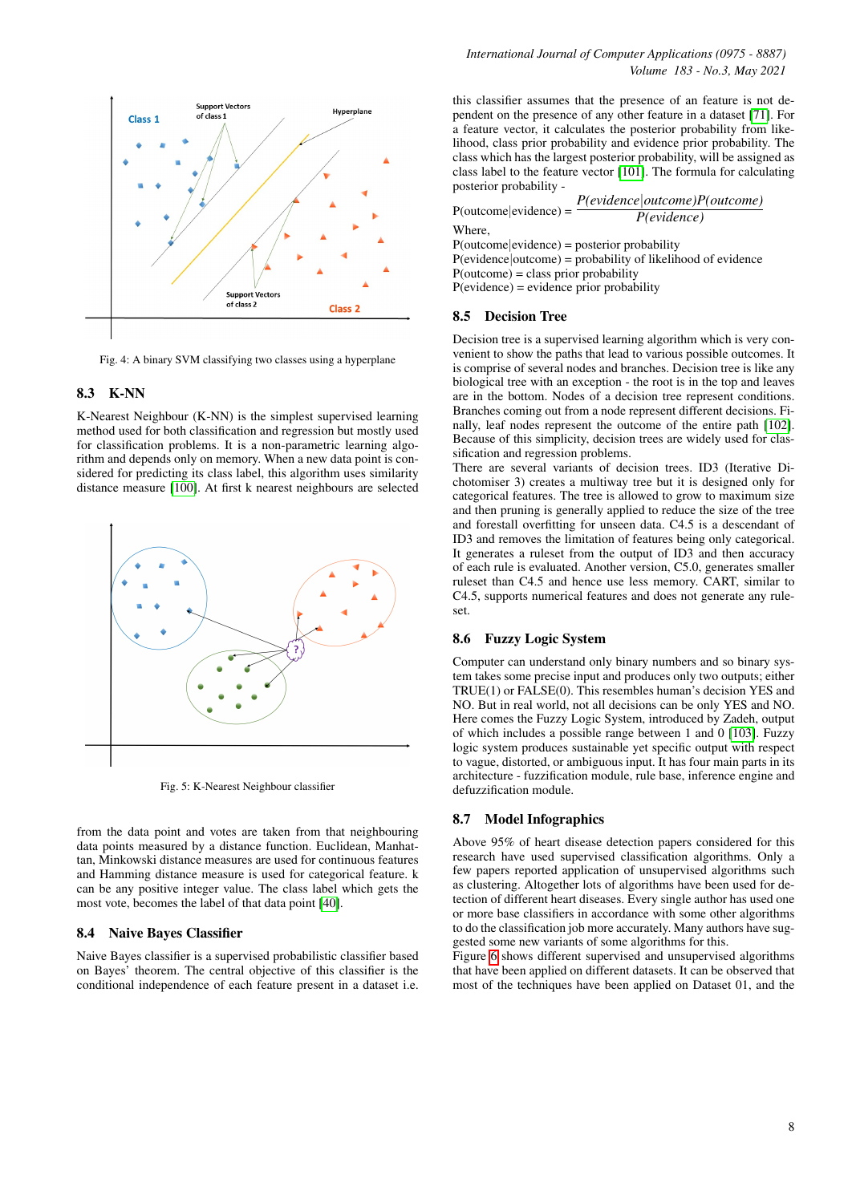Fig. 4: A binary SVM classifying two classes using a hyperplane

### 8.3 K-NN

K-Nearest Neighbour (K-NN) is the simplest supervised learning method used for both classification and regression but mostly used for classification problems. It is a non-parametric learning algorithm and depends only on memory. When a new data point is considered for predicting its class label, this algorithm uses similarity distance measure [100]. At first k nearest neighbours are selected from the data point and votes are taken from that neighbouring data points measured by a distance function. Euclidean, Manhattan, Minkowski distance measures are used for continuous features and Hamming distance measure is used for categorical feature. k can be any positive integer value. The class label which gets the most vote, becomes the label of that data point [40].

Fig. 5: K-Nearest Neighbour classifier

### 8.4 Naive Bayes Classifier

Naive Bayes classifier is a supervised probabilistic classifier based on Bayes' theorem. The central objective of this classifier is the conditional independence of each feature present in a dataset i.e. this classifier assumes that the presence of an feature is not dependent on the presence of any other feature in a dataset [71]. For a feature vector, it calculates the posterior probability from likelihood, class prior probability and evidence prior probability. The class which has the largest posterior probability, will be assigned as class label to the feature vector [101]. The formula for calculating posterior probability -

$$P(outcome|evidence) = \frac{P(evidence|outcome)P(outcome)}{P(evidence)}$$

Where,
P(outcome|evidence) = posterior probability
P(evidence|outcome) = probability of likelihood of evidence
P(outcome) = class prior probability
P(evidence) = evidence prior probability

### 8.5 Decision Tree

Decision tree is a supervised learning algorithm which is very convenient to show the paths that lead to various possible outcomes. It is comprise of several nodes and branches. Decision tree is like any biological tree with an exception - the root is in the top and leaves are in the bottom. Nodes of a decision tree represent conditions. Branches coming out from a node represent different decisions. Finally, leaf nodes represent the outcome of the entire path [102]. Because of this simplicity, decision trees are widely used for classification and regression problems.
There are several variants of decision trees. ID3 (Iterative Dichotomiser 3) creates a multiway tree but it is designed only for categorical features. The tree is allowed to grow to maximum size and then pruning is generally applied to reduce the size of the tree and forestall overfitting for unseen data. C4.5 is a descendant of ID3 and removes the limitation of features being only categorical. It generates a ruleset from the output of ID3 and then accuracy of each rule is evaluated. Another version, C5.0, generates smaller ruleset than C4.5 and hence use less memory. CART, similar to C4.5, supports numerical features and does not generate any ruleset.

### 8.6 Fuzzy Logic System

Computer can understand only binary numbers and so binary system takes some precise input and produces only two outputs; either TRUE(1) or FALSE(0). This resembles human's decision YES and NO. But in real world, not all decisions can be only YES and NO. Here comes the Fuzzy Logic System, introduced by Zadeh, output of which includes a possible range between 1 and 0 [103]. Fuzzy logic system produces sustainable yet specific output with respect to vague, distorted, or ambiguous input. It has four main parts in its architecture - fuzzification module, rule base, inference engine and defuzzification module.

### 8.7 Model Infographics

Above 95% of heart disease detection papers considered for this research have used supervised classification algorithms. Only a few papers reported application of unsupervised algorithms such as clustering. Altogether lots of algorithms have been used for detection of different heart diseases. Every single author has used one or more base classifiers in accordance with some other algorithms to do the classification job more accurately. Many authors have suggested some new variants of some algorithms for this.
Figure 6 shows different supervised and unsupervised algorithms that have been applied on different datasets. It can be observed that most of the techniques have been applied on Dataset 01, and the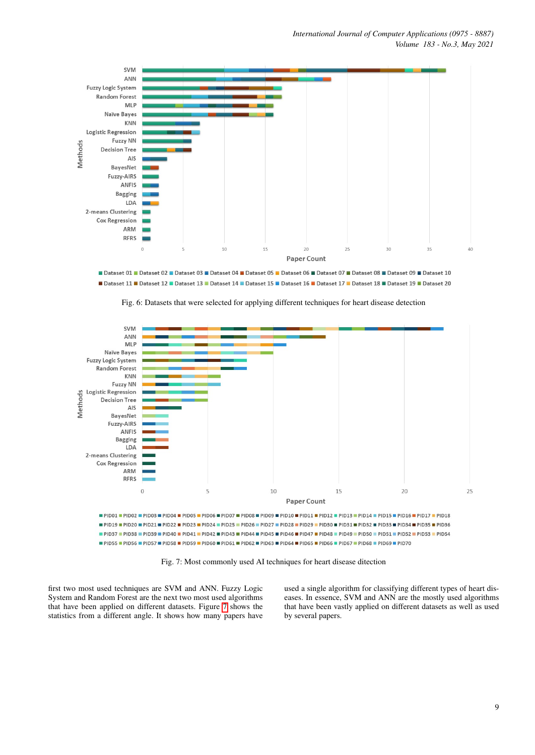Fig. 6: Datasets that were selected for applying different techniques for heart disease detection

Fig. 7: Most commonly used AI techniques for heart disease dirction

first two most used techniques are SVM and ANN. Fuzzy Logic System and Random Forest are the next two most used algorithms that have been applied on different datasets. Figure 7 shows the statistics from a different angle. It shows how many papers have used a single algorithm for classifying different types of heart diseases. In essence, SVM and ANN are the mostly used algorithms that have been vastly applied on different datasets as well as used by several papers.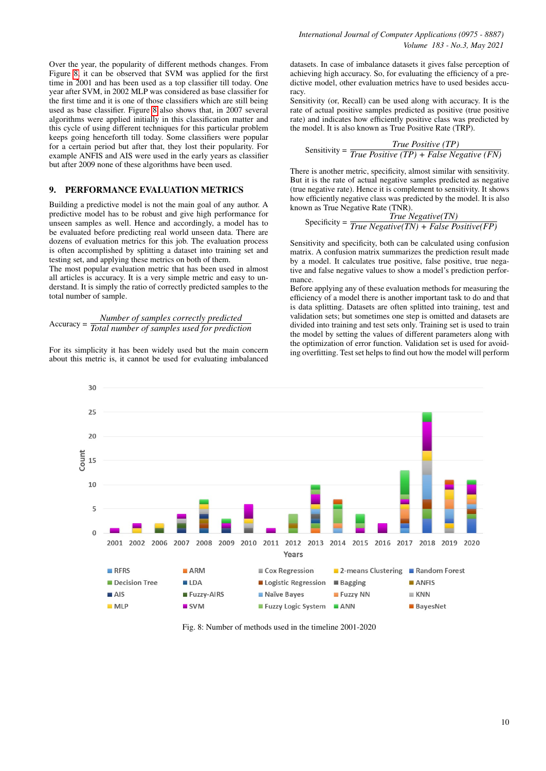Over the year, the popularity of different methods changes. From Figure 8, it can be observed that SVM was applied for the first time in 2001 and has been used as a top classifier till today. One year after SVM, in 2002 MLP was considered as base classifier for the first time and it is one of those classifiers which are still being used as base classifier. Figure 8 also shows that, in 2007 several algorithms were applied initially in this classification matter and this cycle of using different techniques for this particular problem keeps going henceforth till today. Some classifiers were popular for a certain period but after that, they lost their popularity. For example ANFIS and AIS were used in the early years as classifier but after 2009 none of these algorithms have been used.

## 9. PERFORMANCE EVALUATION METRICS

Building a predictive model is not the main goal of any author. A predictive model has to be robust and give high performance for unseen samples as well. Hence and accordingly, a model has to be evaluated before predicting real world unseen data. There are dozens of evaluation metrics for this job. The evaluation process is often accomplished by splitting a dataset into training set and testing set, and applying these metrics on both of them.

The most popular evaluation metric that has been used in almost all articles is accuracy. It is a very simple metric and easy to understand. It is simply the ratio of correctly predicted samples to the total number of sample.

$$\text{Accuracy} = \frac{\textit{Number of samples correctly predicted}}{\textit{Total number of samples used for prediction}}$$

For its simplicity it has been widely used but the main concern about this metric is, it cannot be used for evaluating imbalanced datasets. In case of imbalance datasets it gives false perception of achieving high accuracy. So, for evaluating the efficiency of a predictive model, other evaluation metrics have to used besides accuracy.

Sensitivity (or, Recall) can be used along with accuracy. It is the rate of actual positive samples predicted as positive (true positive rate) and indicates how efficiently positive class was predicted by the model. It is also known as True Positive Rate (TRP).

$$\text{Sensitivity} = \frac{\textit{True Positive (TP)}}{\textit{True Positive (TP) + False Negative (FN)}}$$

There is another metric, specificity, almost similar with sensitivity. But it is the rate of actual negative samples predicted as negative (true negative rate). Hence it is complement to sensitivity. It shows how efficiently negative class was predicted by the model. It is also known as True Negative Rate (TNR).

$$\text{Specificity} = \frac{\textit{True Negative(TN)}}{\textit{True Negative(TN) + False Positive(FP)}}$$

Sensitivity and specificity, both can be calculated using confusion matrix. A confusion matrix summarizes the prediction result made by a model. It calculates true positive, false positive, true negative and false negative values to show a model's prediction performance.

Before applying any of these evaluation methods for measuring the efficiency of a model there is another important task to do and that is data splitting. Datasets are often splitted into training, test and validation sets; but sometimes one step is omitted and datasets are divided into training and test sets only. Training set is used to train the model by setting the values of different parameters along with the optimization of error function. Validation set is used for avoiding overfitting. Test set helps to find out how the model will perform

Fig. 8: Number of methods used in the timeline 2001-2020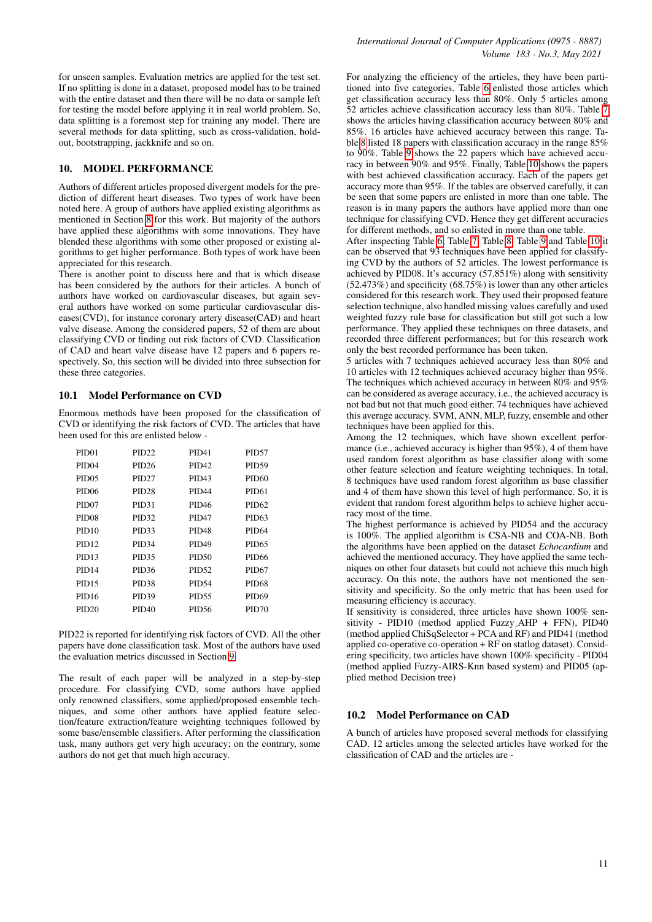for unseen samples. Evaluation metrics are applied for the test set. If no splitting is done in a dataset, proposed model has to be trained with the entire dataset and then there will be no data or sample left for testing the model before applying it in real world problem. So, data splitting is a foremost step for training any model. There are several methods for data splitting, such as cross-validation, hold-out, bootstrapping, jackknife and so on.

## 10. MODEL PERFORMANCE

Authors of different articles proposed divergent models for the prediction of different heart diseases. Two types of work have been noted here. A group of authors have applied existing algorithms as mentioned in Section 8 for this work. But majority of the authors have applied these algorithms with some innovations. They have blended these algorithms with some other proposed or existing algorithms to get higher performance. Both types of work have been appreciated for this research.

There is another point to discuss here and that is which disease has been considered by the authors for their articles. A bunch of authors have worked on cardiovascular diseases, but again several authors have worked on some particular cardiovascular diseases(CVD), for instance coronary artery disease(CAD) and heart valve disease. Among the considered papers, 52 of them are about classifying CVD or finding out risk factors of CVD. Classification of CAD and heart valve disease have 12 papers and 6 papers respectively. So, this section will be divided into three subsection for these three categories.

### 10.1 Model Performance on CVD

Enormous methods have been proposed for the classification of CVD or identifying the risk factors of CVD. The articles that have been used for this are enlisted below -

| | | | |
|---|---|---|---|
| PID01 | PID22 | PID41 | PID57 |
| PID04 | PID26 | PID42 | PID59 |
| PID05 | PID27 | PID43 | PID60 |
| PID06 | PID28 | PID44 | PID61 |
| PID07 | PID31 | PID46 | PID62 |
| PID08 | PID32 | PID47 | PID63 |
| PID10 | PID33 | PID48 | PID64 |
| PID12 | PID34 | PID49 | PID65 |
| PID13 | PID35 | PID50 | PID66 |
| PID14 | PID36 | PID52 | PID67 |
| PID15 | PID38 | PID54 | PID68 |
| PID16 | PID39 | PID55 | PID69 |
| PID20 | PID40 | PID56 | PID70 |

PID22 is reported for identifying risk factors of CVD. All the other papers have done classification task. Most of the authors have used the evaluation metrics discussed in Section 9.

The result of each paper will be analyzed in a step-by-step procedure. For classifying CVD, some authors have applied only renowned classifiers, some applied/proposed ensemble techniques, and some other authors have applied feature selection/feature extraction/feature weighting techniques followed by some base/ensemble classifiers. After performing the classification task, many authors get very high accuracy; on the contrary, some authors do not get that much high accuracy.

For analyzing the efficiency of the articles, they have been partitioned into five categories. Table 6 enlisted those articles which get classification accuracy less than 80%. Only 5 articles among 52 articles achieve classification accuracy less than 80%. Table 7 shows the articles having classification accuracy between 80% and 85%. 16 articles have achieved accuracy between this range. Table 8 listed 18 papers with classification accuracy in the range 85% to 90%. Table 9 shows the 22 papers which have achieved accuracy in between 90% and 95%. Finally, Table 10 shows the papers with best achieved classification accuracy. Each of the papers get accuracy more than 95%. If the tables are observed carefully, it can be seen that some papers are enlisted in more than one table. The reason is in many papers the authors have applied more than one technique for classifying CVD. Hence they get different accuracies for different methods, and so enlisted in more than one table.

After inspecting Table 6, Table 7, Table 8, Table 9 and Table 10 it can be observed that 93 techniques have been applied for classifying CVD by the authors of 52 articles. The lowest performance is achieved by PID08. It's accuracy (57.851%) along with sensitivity (52.473%) and specificity (68.75%) is lower than any other articles considered for this research work. They used their proposed feature selection technique, also handled missing values carefully and used weighted fuzzy rule base for classification but still got such a low performance. They applied these techniques on three datasets, and recorded three different performances; but for this research work only the best recorded performance has been taken.

5 articles with 7 techniques achieved accuracy less than 80% and 10 articles with 12 techniques achieved accuracy higher than 95%. The techniques which achieved accuracy in between 80% and 95% can be considered as average accuracy, i.e., the achieved accuracy is not bad but not that much good either. 74 techniques have achieved this average accuracy. SVM, ANN, MLP, fuzzy, ensemble and other techniques have been applied for this.

Among the 12 techniques, which have shown excellent performance (i.e., achieved accuracy is higher than 95%), 4 of them have used random forest algorithm as base classifier along with some other feature selection and feature weighting techniques. In total, 8 techniques have used random forest algorithm as base classifier and 4 of them have shown this level of high performance. So, it is evident that random forest algorithm helps to achieve higher accuracy most of the time.

The highest performance is achieved by PID54 and the accuracy is 100%. The applied algorithm is CSA-NB and COA-NB. Both the algorithms have been applied on the dataset *Echocardium* and achieved the mentioned accuracy. They have applied the same techniques on other four datasets but could not achieve this much high accuracy. On this note, the authors have not mentioned the sensitivity and specificity. So the only metric that has been used for measuring efficiency is accuracy.

If sensitivity is considered, three articles have shown 100% sensitivity - PID10 (method applied Fuzzy_AHP + FFN), PID40 (method applied ChiSqSelector + PCA and RF) and PID41 (method applied co-operative co-operation + RF on statlog dataset). Considering specificity, two articles have shown 100% specificity - PID04 (method applied Fuzzy-AIRS-Knn based system) and PID05 (applied method Decision tree)

### 10.2 Model Performance on CAD

A bunch of articles have proposed several methods for classifying CAD. 12 articles among the selected articles have worked for the classification of CAD and the articles are -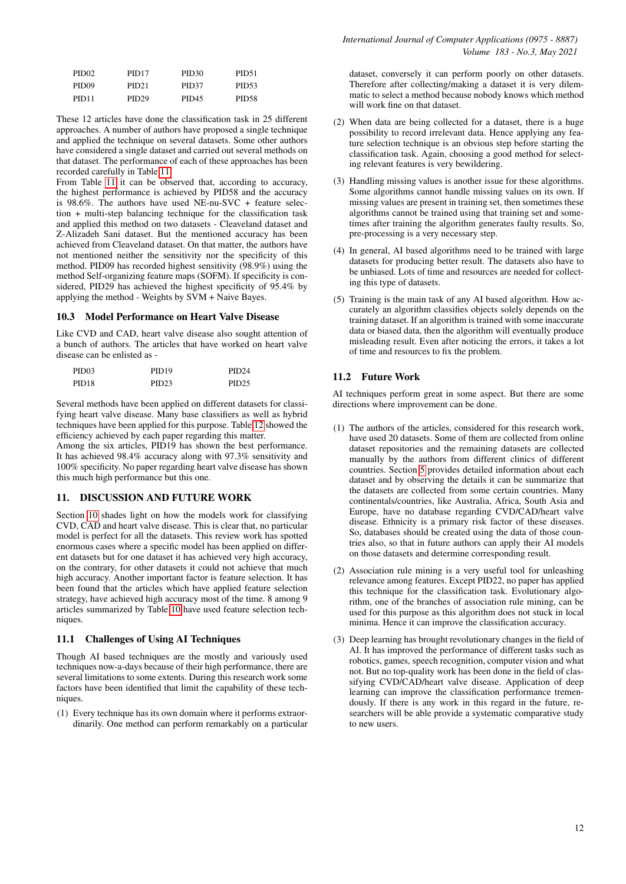| PID02 | PID17 | PID30 | PID51 |
|---|---|---|---|
| PID09 | PID21 | PID37 | PID53 |
| PID11 | PID29 | PID45 | PID58 |

These 12 articles have done the classification task in 25 different approaches. A number of authors have proposed a single technique and applied the technique on several datasets. Some other authors have considered a single dataset and carried out several methods on that dataset. The performance of each of these approaches has been recorded carefully in Table 11.

From Table 11 it can be observed that, according to accuracy, the highest performance is achieved by PID58 and the accuracy is 98.6%. The authors have used NE-nu-SVC + feature selection + multi-step balancing technique for the classification task and applied this method on two datasets - Cleaveland dataset and Z-Alizadeh Sani dataset. But the mentioned accuracy has been achieved from Cleaveland dataset. On that matter, the authors have not mentioned neither the sensitivity nor the specificity of this method. PID09 has recorded highest sensitivity (98.9%) using the method Self-organizing feature maps (SOFM). If specificity is considered, PID29 has achieved the highest specificity of 95.4% by applying the method - Weights by SVM + Naive Bayes.

### 10.3 Model Performance on Heart Valve Disease

Like CVD and CAD, heart valve disease also sought attention of a bunch of authors. The articles that have worked on heart valve disease can be enlisted as -

| PID03 | PID19 | PID24 |
|---|---|---|
| PID18 | PID23 | PID25 |

Several methods have been applied on different datasets for classifying heart valve disease. Many base classifiers as well as hybrid techniques have been applied for this purpose. Table 12 showed the efficiency achieved by each paper regarding this matter.

Among the six articles, PID19 has shown the best performance. It has achieved 98.4% accuracy along with 97.3% sensitivity and 100% specificity. No paper regarding heart valve disease has shown this much high performance but this one.

## 11. DISCUSSION AND FUTURE WORK

Section 10 shades light on how the models work for classifying CVD, CAD and heart valve disease. This is clear that, no particular model is perfect for all the datasets. This review work has spotted enormous cases where a specific model has been applied on different datasets but for one dataset it has achieved very high accuracy, on the contrary, for other datasets it could not achieve that much high accuracy. Another important factor is feature selection. It has been found that the articles which have applied feature selection strategy, have achieved high accuracy most of the time. 8 among 9 articles summarized by Table 10 have used feature selection techniques.

### 11.1 Challenges of Using AI Techniques

Though AI based techniques are the mostly and variously used techniques now-a-days because of their high performance, there are several limitations to some extents. During this research work some factors have been identified that limit the capability of these techniques.

(1) Every technique has its own domain where it performs extraordinarily. One method can perform remarkably on a particular dataset, conversely it can perform poorly on other datasets. Therefore after collecting/making a dataset it is very dilemmatic to select a method because nobody knows which method will work fine on that dataset.

(2) When data are being collected for a dataset, there is a huge possibility to record irrelevant data. Hence applying any feature selection technique is an obvious step before starting the classification task. Again, choosing a good method for selecting relevant features is very bewildering.

(3) Handling missing values is another issue for these algorithms. Some algorithms cannot handle missing values on its own. If missing values are present in training set, then sometimes these algorithms cannot be trained using that training set and sometimes after training the algorithm generates faulty results. So, pre-processing is a very necessary step.

(4) In general, AI based algorithms need to be trained with large datasets for producing better result. The datasets also have to be unbiased. Lots of time and resources are needed for collecting this type of datasets.

(5) Training is the main task of any AI based algorithm. How accurately an algorithm classifies objects solely depends on the training dataset. If an algorithm is trained with some inaccurate data or biased data, then the algorithm will eventually produce misleading result. Even after noticing the errors, it takes a lot of time and resources to fix the problem.

### 11.2 Future Work

AI techniques perform great in some aspect. But there are some directions where improvement can be done.

(1) The authors of the articles, considered for this research work, have used 20 datasets. Some of them are collected from online dataset repositories and the remaining datasets are collected manually by the authors from different clinics of different countries. Section 5 provides detailed information about each dataset and by observing the details it can be summarize that the datasets are collected from some certain countries. Many continentals/countries, like Australia, Africa, South Asia and Europe, have no database regarding CVD/CAD/heart valve disease. Ethnicity is a primary risk factor of these diseases. So, databases should be created using the data of those countries also, so that in future authors can apply their AI models on those datasets and determine corresponding result.

(2) Association rule mining is a very useful tool for unleashing relevance among features. Except PID22, no paper has applied this technique for the classification task. Evolutionary algorithm, one of the branches of association rule mining, can be used for this purpose as this algorithm does not stuck in local minima. Hence it can improve the classification accuracy.

(3) Deep learning has brought revolutionary changes in the field of AI. It has improved the performance of different tasks such as robotics, games, speech recognition, computer vision and what not. But no top-quality work has been done in the field of classifying CVD/CAD/heart valve disease. Application of deep learning can improve the classification performance tremendously. If there is any work in this regard in the future, researchers will be able provide a systematic comparative study to new users.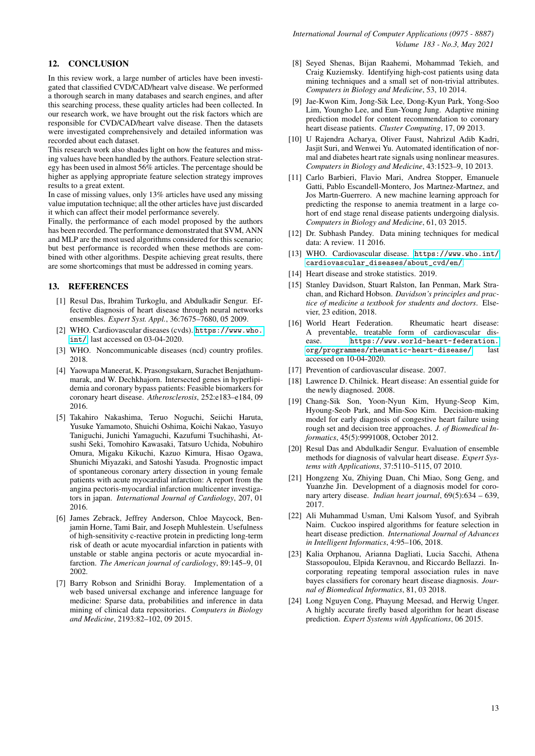## 12. CONCLUSION

In this review work, a large number of articles have been investigated that classified CVD/CAD/heart valve disease. We performed a thorough search in many databases and search engines, and after this searching process, these quality articles had been collected. In our research work, we have brought out the risk factors which are responsible for CVD/CAD/heart valve disease. Then the datasets were investigated comprehensively and detailed information was recorded about each dataset.

This research work also shades light on how the features and missing values have been handled by the authors. Feature selection strategy has been used in almost 56% articles. The percentage should be higher as applying appropriate feature selection strategy improves results to a great extent.

In case of missing values, only 13% articles have used any missing value imputation technique; all the other articles have just discarded it which can affect their model performance severely.

Finally, the performance of each model proposed by the authors has been recorded. The performance demonstrated that SVM, ANN and MLP are the most used algorithms considered for this scenario; but best performance is recorded when these methods are combined with other algorithms. Despite achieving great results, there are some shortcomings that must be addressed in coming years.

## 13. REFERENCES

[1] Resul Das, Ibrahim Turkoglu, and Abdulkadir Sengur. Effective diagnosis of heart disease through neural networks ensembles. *Expert Syst. Appl.*, 36:7675–7680, 05 2009.

[2] WHO. Cardiovascular diseases (cvds). https://www.who.int/ last accessed on 03-04-2020.

[3] WHO. Noncommunicable diseases (ncd) country profiles. 2018.

[4] Yaowapa Maneerat, K. Prasongsukarn, Surachet Benjathummarak, and W. Dechkhajorn. Intersected genes in hyperlipidemia and coronary bypass patients: Feasible biomarkers for coronary heart disease. *Atherosclerosis*, 252:e183–e184, 09 2016.

[5] Takahiro Nakashima, Teruo Noguchi, Seiichi Haruta, Yusuke Yamamoto, Shuichi Oshima, Koichi Nakao, Yasuyo Taniguchi, Junichi Yamaguchi, Kazufumi Tsuchihashi, Atsushi Seki, Tomohiro Kawasaki, Tatsuro Uchida, Nobuhiro Omura, Migaku Kikuchi, Kazuo Kimura, Hisao Ogawa, Shunichi Miyazaki, and Satoshi Yasuda. Prognostic impact of spontaneous coronary artery dissection in young female patients with acute myocardial infarction: A report from the angina pectoris-myocardial infarction multicenter investigators in japan. *International Journal of Cardiology*, 207, 01 2016.

[6] James Zebrack, Jeffrey Anderson, Chloe Maycock, Benjamin Horne, Tami Bair, and Joseph Muhlestein. Usefulness of high-sensitivity c-reactive protein in predicting long-term risk of death or acute myocardial infarction in patients with unstable or stable angina pectoris or acute myocardial infarction. *The American journal of cardiology*, 89:145–9, 01 2002.

[7] Barry Robson and Srinidhi Boray. Implementation of a web based universal exchange and inference language for medicine: Sparse data, probabilities and inference in data mining of clinical data repositories. *Computers in Biology and Medicine*, 2193:82–102, 09 2015.

[8] Seyed Shenas, Bijan Raahemi, Mohammad Tekieh, and Craig Kuziemsky. Identifying high-cost patients using data mining techniques and a small set of non-trivial attributes. *Computers in Biology and Medicine*, 53, 10 2014.

[9] Jae-Kwon Kim, Jong-Sik Lee, Dong-Kyun Park, Yong-Soo Lim, Youngho Lee, and Eun-Young Jung. Adaptive mining prediction model for content recommendation to coronary heart disease patients. *Cluster Computing*, 17, 09 2013.

[10] U Rajendra Acharya, Oliver Faust, Nahrizul Adib Kadri, Jasjit Suri, and Wenwei Yu. Automated identification of normal and diabetes heart rate signals using nonlinear measures. *Computers in Biology and Medicine*, 43:1523–9, 10 2013.

[11] Carlo Barbieri, Flavio Mari, Andrea Stopper, Emanuele Gatti, Pablo Escandell-Montero, Jos Martnez-Martnez, and Jos Martn-Guerrero. A new machine learning approach for predicting the response to anemia treatment in a large cohort of end stage renal disease patients undergoing dialysis. *Computers in Biology and Medicine*, 61, 03 2015.

[12] Dr. Subhash Pandey. Data mining techniques for medical data: A review. 11 2016.

[13] WHO. Cardiovascular disease. https://www.who.int/cardiovascular_diseases/about_cvd/en/

[14] Heart disease and stroke statistics. 2019.

[15] Stanley Davidson, Stuart Ralston, Ian Penman, Mark Strachan, and Richard Hobson. *Davidson's principles and practice of medicine a textbook for students and doctors*. Elsevier, 23 edition, 2018.

[16] World Heart Federation. Rheumatic heart disease: A preventable, treatable form of cardiovascular disease. https://www.world-heart-federation.org/programmes/rheumatic-heart-disease/ last accessed on 10-04-2020.

[17] Prevention of cardiovascular disease. 2007.

[18] Lawrence D. Chilnick. Heart disease: An essential guide for the newly diagnosed. 2008.

[19] Chang-Sik Son, Yoon-Nyun Kim, Hyung-Seop Kim, Hyoung-Seob Park, and Min-Soo Kim. Decision-making model for early diagnosis of congestive heart failure using rough set and decision tree approaches. *J. of Biomedical Informatics*, 45(5):9991008, October 2012.

[20] Resul Das and Abdulkadir Sengur. Evaluation of ensemble methods for diagnosis of valvular heart disease. *Expert Systems with Applications*, 37:5110–5115, 07 2010.

[21] Hongzeng Xu, Zhiying Duan, Chi Miao, Song Geng, and Yuanzhe Jin. Development of a diagnosis model for coronary artery disease. *Indian heart journal*, 69(5):634 – 639, 2017.

[22] Ali Muhammad Usman, Umi Kalsom Yusof, and Syibrah Naim. Cuckoo inspired algorithms for feature selection in heart disease prediction. *International Journal of Advances in Intelligent Informatics*, 4:95–106, 2018.

[23] Kalia Orphanou, Arianna Dagliati, Lucia Sacchi, Athena Stassopoulou, Elpida Keravnou, and Riccardo Bellazzi. Incorporating repeating temporal association rules in nave bayes classifiers for coronary heart disease diagnosis. *Journal of Biomedical Informatics*, 81, 03 2018.

[24] Long Nguyen Cong, Phayung Meesad, and Herwig Unger. A highly accurate firefly based algorithm for heart disease prediction. *Expert Systems with Applications*, 06 2015.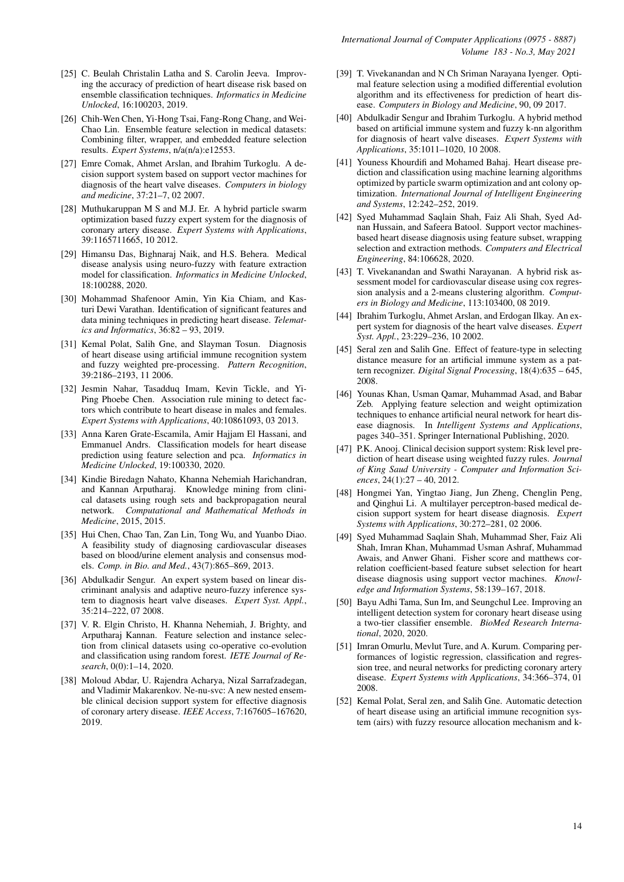[25] C. Beulah Christalin Latha and S. Carolin Jeeva. Improving the accuracy of prediction of heart disease risk based on ensemble classification techniques. *Informatics in Medicine Unlocked*, 16:100203, 2019.

[26] Chih-Wen Chen, Yi-Hong Tsai, Fang-Rong Chang, and Wei-Chao Lin. Ensemble feature selection in medical datasets: Combining filter, wrapper, and embedded feature selection results. *Expert Systems*, n/a(n/a):e12553.

[27] Emre Comak, Ahmet Arslan, and Ibrahim Turkoglu. A decision support system based on support vector machines for diagnosis of the heart valve diseases. *Computers in biology and medicine*, 37:21–7, 02 2007.

[28] Muthukaruppan M S and M.J. Er. A hybrid particle swarm optimization based fuzzy expert system for the diagnosis of coronary artery disease. *Expert Systems with Applications*, 39:1165711665, 10 2012.

[29] Himansu Das, Bighnaraj Naik, and H.S. Behera. Medical disease analysis using neuro-fuzzy with feature extraction model for classification. *Informatics in Medicine Unlocked*, 18:100288, 2020.

[30] Mohammad Shafenoor Amin, Yin Kia Chiam, and Kasturi Dewi Varathan. Identification of significant features and data mining techniques in predicting heart disease. *Telematics and Informatics*, 36:82 – 93, 2019.

[31] Kemal Polat, Salih Gne, and Slayman Tosun. Diagnosis of heart disease using artificial immune recognition system and fuzzy weighted pre-processing. *Pattern Recognition*, 39:2186–2193, 11 2006.

[32] Jesmin Nahar, Tasadduq Imam, Kevin Tickle, and Yi-Ping Phoebe Chen. Association rule mining to detect factors which contribute to heart disease in males and females. *Expert Systems with Applications*, 40:10861093, 03 2013.

[33] Anna Karen Grate-Escamila, Amir Hajjam El Hassani, and Emmanuel Andrs. Classification models for heart disease prediction using feature selection and pca. *Informatics in Medicine Unlocked*, 19:100330, 2020.

[34] Kindie Biredagn Nahato, Khanna Nehemiah Harichandran, and Kannan Arputharaj. Knowledge mining from clinical datasets using rough sets and backpropagation neural network. *Computational and Mathematical Methods in Medicine*, 2015, 2015.

[35] Hui Chen, Chao Tan, Zan Lin, Tong Wu, and Yuanbo Diao. A feasibility study of diagnosing cardiovascular diseases based on blood/urine element analysis and consensus models. *Comp. in Bio. and Med.*, 43(7):865–869, 2013.

[36] Abdulkadir Sengur. An expert system based on linear discriminant analysis and adaptive neuro-fuzzy inference system to diagnosis heart valve diseases. *Expert Syst. Appl.*, 35:214–222, 07 2008.

[37] V. R. Elgin Christo, H. Khanna Nehemiah, J. Brighty, and Arputharaj Kannan. Feature selection and instance selection from clinical datasets using co-operative co-evolution and classification using random forest. *IETE Journal of Research*, 0(0):1–14, 2020.

[38] Moloud Abdar, U. Rajendra Acharya, Nizal Sarrafzadegan, and Vladimir Makarenkov. Ne-nu-svc: A new nested ensemble clinical decision support system for effective diagnosis of coronary artery disease. *IEEE Access*, 7:167605–167620, 2019.

[39] T. Vivekanandan and N Ch Sriman Narayana Iyenger. Optimal feature selection using a modified differential evolution algorithm and its effectiveness for prediction of heart disease. *Computers in Biology and Medicine*, 90, 09 2017.

[40] Abdulkadir Sengur and Ibrahim Turkoglu. A hybrid method based on artificial immune system and fuzzy k-nn algorithm for diagnosis of heart valve diseases. *Expert Systems with Applications*, 35:1011–1020, 10 2008.

[41] Youness Khourdifi and Mohamed Bahaj. Heart disease prediction and classification using machine learning algorithms optimized by particle swarm optimization and ant colony optimization. *International Journal of Intelligent Engineering and Systems*, 12:242–252, 2019.

[42] Syed Muhammad Saqlain Shah, Faiz Ali Shah, Syed Adnan Hussain, and Safeera Batool. Support vector machines-based heart disease diagnosis using feature subset, wrapping selection and extraction methods. *Computers and Electrical Engineering*, 84:106628, 2020.

[43] T. Vivekanandan and Swathi Narayanan. A hybrid risk assessment model for cardiovascular disease using cox regression analysis and a 2-means clustering algorithm. *Computers in Biology and Medicine*, 113:103400, 08 2019.

[44] Ibrahim Turkoglu, Ahmet Arslan, and Erdogan Ilkay. An expert system for diagnosis of the heart valve diseases. *Expert Syst. Appl.*, 23:229–236, 10 2002.

[45] Seral zen and Salih Gne. Effect of feature-type in selecting distance measure for an artificial immune system as a pattern recognizer. *Digital Signal Processing*, 18(4):635 – 645, 2008.

[46] Younas Khan, Usman Qamar, Muhammad Asad, and Babar Zeb. Applying feature selection and weight optimization techniques to enhance artificial neural network for heart disease diagnosis. In *Intelligent Systems and Applications*, pages 340–351. Springer International Publishing, 2020.

[47] P.K. Anooj. Clinical decision support system: Risk level prediction of heart disease using weighted fuzzy rules. *Journal of King Saud University - Computer and Information Sciences*, 24(1):27 – 40, 2012.

[48] Hongmei Yan, Yingtao Jiang, Jun Zheng, Chenglin Peng, and Qinghui Li. A multilayer perceptron-based medical decision support system for heart disease diagnosis. *Expert Systems with Applications*, 30:272–281, 02 2006.

[49] Syed Muhammad Saqlain Shah, Muhammad Sher, Faiz Ali Shah, Imran Khan, Muhammad Usman Ashraf, Muhammad Awais, and Anwer Ghani. Fisher score and matthews correlation coefficient-based feature subset selection for heart disease diagnosis using support vector machines. *Knowledge and Information Systems*, 58:139–167, 2018.

[50] Bayu Adhi Tama, Sun Im, and Seungchul Lee. Improving an intelligent detection system for coronary heart disease using a two-tier classifier ensemble. *BioMed Research International*, 2020, 2020.

[51] Imran Omurlu, Mevlut Ture, and A. Kurum. Comparing performances of logistic regression, classification and regression tree, and neural networks for predicting coronary artery disease. *Expert Systems with Applications*, 34:366–374, 01 2008.

[52] Kemal Polat, Seral zen, and Salih Gne. Automatic detection of heart disease using an artificial immune recognition system (airs) with fuzzy resource allocation mechanism and k-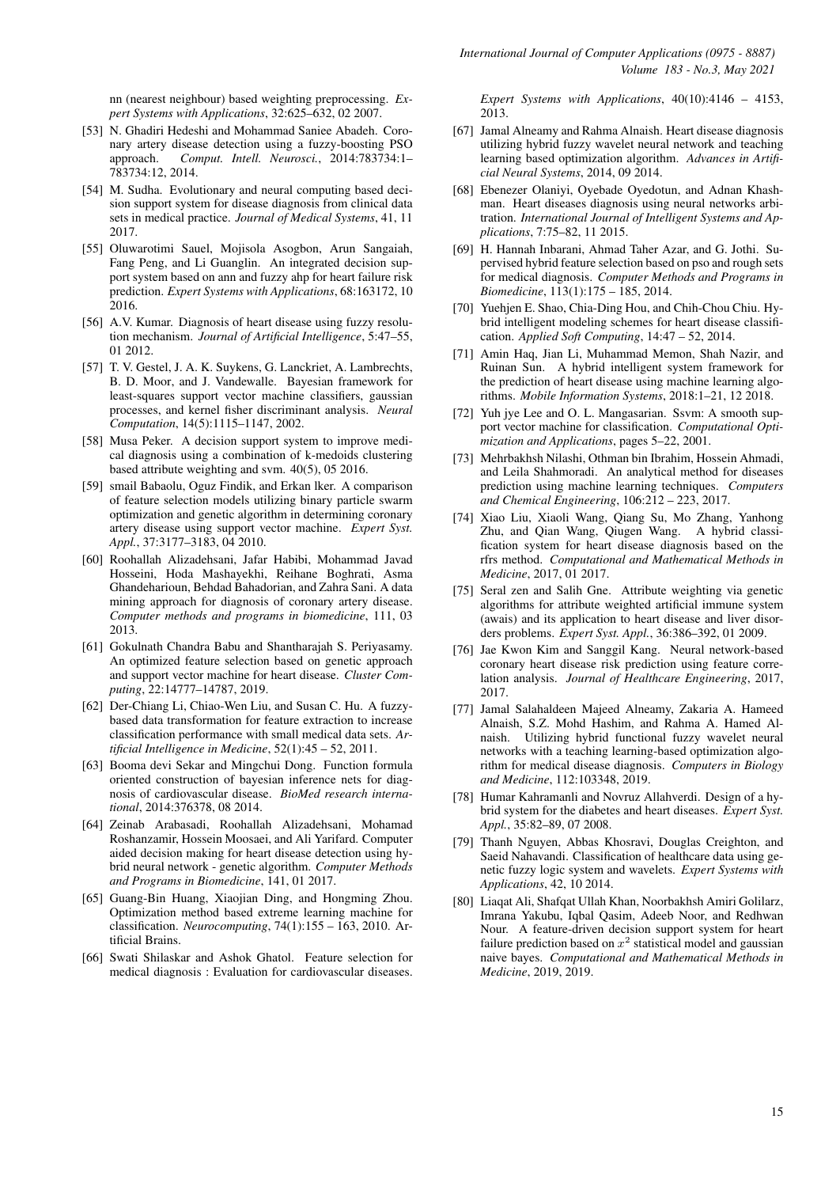nn (nearest neighbour) based weighting preprocessing. *Expert Systems with Applications*, 32:625–632, 02 2007.

[53] N. Ghadiri Hedeshi and Mohammad Saniee Abadeh. Coronary artery disease detection using a fuzzy-boosting PSO approach. *Comput. Intell. Neurosci.*, 2014:783734:1–783734:12, 2014.

[54] M. Sudha. Evolutionary and neural computing based decision support system for disease diagnosis from clinical data sets in medical practice. *Journal of Medical Systems*, 41, 11 2017.

[55] Oluwarotimi Sauel, Mojisola Asogbon, Arun Sangaiah, Fang Peng, and Li Guanglin. An integrated decision support system based on ann and fuzzy ahp for heart failure risk prediction. *Expert Systems with Applications*, 68:163172, 10 2016.

[56] A.V. Kumar. Diagnosis of heart disease using fuzzy resolution mechanism. *Journal of Artificial Intelligence*, 5:47–55, 01 2012.

[57] T. V. Gestel, J. A. K. Suykens, G. Lanckriet, A. Lambrechts, B. D. Moor, and J. Vandewalle. Bayesian framework for least-squares support vector machine classifiers, gaussian processes, and kernel fisher discriminant analysis. *Neural Computation*, 14(5):1115–1147, 2002.

[58] Musa Peker. A decision support system to improve medical diagnosis using a combination of k-medoids clustering based attribute weighting and svm. 40(5), 05 2016.

[59] smail Babaolu, Oguz Findik, and Erkan lker. A comparison of feature selection models utilizing binary particle swarm optimization and genetic algorithm in determining coronary artery disease using support vector machine. *Expert Syst. Appl.*, 37:3177–3183, 04 2010.

[60] Roohallah Alizadehsani, Jafar Habibi, Mohammad Javad Hosseini, Hoda Mashayekhi, Reihane Boghrati, Asma Ghandeharioun, Behdad Bahadorian, and Zahra Sani. A data mining approach for diagnosis of coronary artery disease. *Computer methods and programs in biomedicine*, 111, 03 2013.

[61] Gokulnath Chandra Babu and Shantharajah S. Periyasamy. An optimized feature selection based on genetic approach and support vector machine for heart disease. *Cluster Computing*, 22:14777–14787, 2019.

[62] Der-Chiang Li, Chiao-Wen Liu, and Susan C. Hu. A fuzzy-based data transformation for feature extraction to increase classification performance with small medical data sets. *Artificial Intelligence in Medicine*, 52(1):45 – 52, 2011.

[63] Booma devi Sekar and Mingchui Dong. Function formula oriented construction of bayesian inference nets for diagnosis of cardiovascular disease. *BioMed research international*, 2014:376378, 08 2014.

[64] Zeinab Arabasadi, Roohallah Alizadehsani, Mohamad Roshanzamir, Hossein Moosaei, and Ali Yarifard. Computer aided decision making for heart disease detection using hybrid neural network - genetic algorithm. *Computer Methods and Programs in Biomedicine*, 141, 01 2017.

[65] Guang-Bin Huang, Xiaojian Ding, and Hongming Zhou. Optimization method based extreme learning machine for classification. *Neurocomputing*, 74(1):155 – 163, 2010. Artificial Brains.

[66] Swati Shilaskar and Ashok Ghatol. Feature selection for medical diagnosis : Evaluation for cardiovascular diseases. *Expert Systems with Applications*, 40(10):4146 – 4153, 2013.

[67] Jamal Alneamy and Rahma Alnaish. Heart disease diagnosis utilizing hybrid fuzzy wavelet neural network and teaching learning based optimization algorithm. *Advances in Artificial Neural Systems*, 2014, 09 2014.

[68] Ebenezer Olaniyi, Oyebade Oyedotun, and Adnan Khashman. Heart diseases diagnosis using neural networks arbitration. *International Journal of Intelligent Systems and Applications*, 7:75–82, 11 2015.

[69] H. Hannah Inbarani, Ahmad Taher Azar, and G. Jothi. Supervised hybrid feature selection based on pso and rough sets for medical diagnosis. *Computer Methods and Programs in Biomedicine*, 113(1):175 – 185, 2014.

[70] Yuehjen E. Shao, Chia-Ding Hou, and Chih-Chou Chiu. Hybrid intelligent modeling schemes for heart disease classification. *Applied Soft Computing*, 14:47 – 52, 2014.

[71] Amin Haq, Jian Li, Muhammad Memon, Shah Nazir, and Ruinan Sun. A hybrid intelligent system framework for the prediction of heart disease using machine learning algorithms. *Mobile Information Systems*, 2018:1–21, 12 2018.

[72] Yuh jye Lee and O. L. Mangasarian. Ssvm: A smooth support vector machine for classification. *Computational Optimization and Applications*, pages 5–22, 2001.

[73] Mehrbakhsh Nilashi, Othman bin Ibrahim, Hossein Ahmadi, and Leila Shahmoradi. An analytical method for diseases prediction using machine learning techniques. *Computers and Chemical Engineering*, 106:212 – 223, 2017.

[74] Xiao Liu, Xiaoli Wang, Qiang Su, Mo Zhang, Yanhong Zhu, and Qian Wang, Qiugen Wang. A hybrid classification system for heart disease diagnosis based on the rfrs method. *Computational and Mathematical Methods in Medicine*, 2017, 01 2017.

[75] Seral zen and Salih Gne. Attribute weighting via genetic algorithms for attribute weighted artificial immune system (awais) and its application to heart disease and liver disorders problems. *Expert Syst. Appl.*, 36:386–392, 01 2009.

[76] Jae Kwon Kim and Sanggil Kang. Neural network-based coronary heart disease risk prediction using feature correlation analysis. *Journal of Healthcare Engineering*, 2017, 2017.

[77] Jamal Salahaldeen Majeed Alneamy, Zakaria A. Hameed Alnaish, S.Z. Mohd Hashim, and Rahma A. Hamed Alnaish. Utilizing hybrid functional fuzzy wavelet neural networks with a teaching learning-based optimization algorithm for medical disease diagnosis. *Computers in Biology and Medicine*, 112:103348, 2019.

[78] Humar Kahramanli and Novruz Allahverdi. Design of a hybrid system for the diabetes and heart diseases. *Expert Syst. Appl.*, 35:82–89, 07 2008.

[79] Thanh Nguyen, Abbas Khosravi, Douglas Creighton, and Saeid Nahavandi. Classification of healthcare data using genetic fuzzy logic system and wavelets. *Expert Systems with Applications*, 42, 10 2014.

[80] Liaqat Ali, Shafqat Ullah Khan, Noorbakhsh Amiri Golilarz, Imrana Yakubu, Iqbal Qasim, Adeeb Noor, and Redhwan Nour. A feature-driven decision support system for heart failure prediction based on $x^2$ statistical model and gaussian naive bayes. *Computational and Mathematical Methods in Medicine*, 2019, 2019.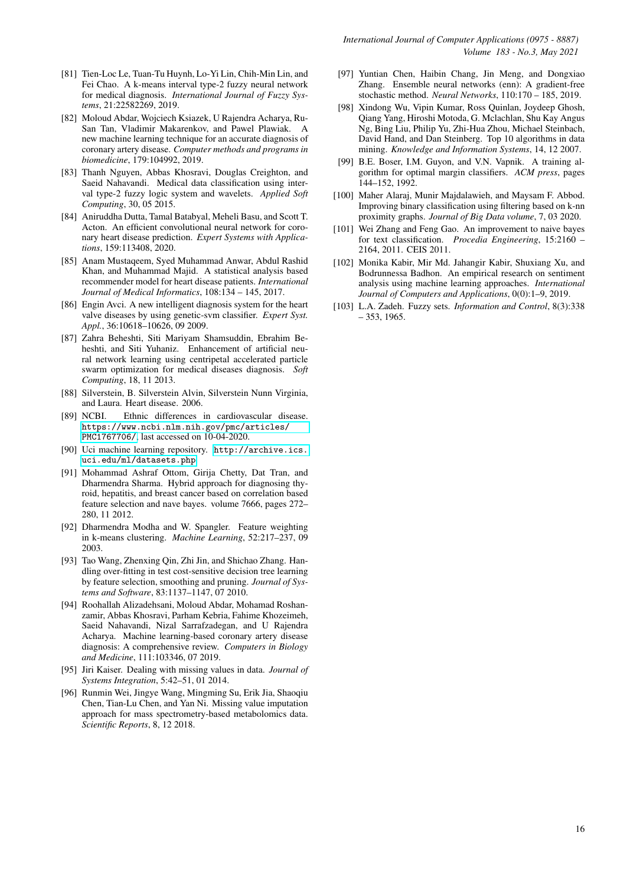[81] Tien-Loc Le, Tuan-Tu Huynh, Lo-Yi Lin, Chih-Min Lin, and Fei Chao. A k-means interval type-2 fuzzy neural network for medical diagnosis. *International Journal of Fuzzy Systems*, 21:22582269, 2019.

[82] Moloud Abdar, Wojciech Ksiazek, U Rajendra Acharya, Ru-San Tan, Vladimir Makarenkov, and Pawel Plawiak. A new machine learning technique for an accurate diagnosis of coronary artery disease. *Computer methods and programs in biomedicine*, 179:104992, 2019.

[83] Thanh Nguyen, Abbas Khosravi, Douglas Creighton, and Saeid Nahavandi. Medical data classification using interval type-2 fuzzy logic system and wavelets. *Applied Soft Computing*, 30, 05 2015.

[84] Aniruddha Dutta, Tamal Batabyal, Meheli Basu, and Scott T. Acton. An efficient convolutional neural network for coronary heart disease prediction. *Expert Systems with Applications*, 159:113408, 2020.

[85] Anam Mustaqeem, Syed Muhammad Anwar, Abdul Rashid Khan, and Muhammad Majid. A statistical analysis based recommender model for heart disease patients. *International Journal of Medical Informatics*, 108:134 – 145, 2017.

[86] Engin Avci. A new intelligent diagnosis system for the heart valve diseases by using genetic-svm classifier. *Expert Syst. Appl.*, 36:10618–10626, 09 2009.

[87] Zahra Beheshti, Siti Mariyam Shamsuddin, Ebrahim Beheshti, and Siti Yuhaniz. Enhancement of artificial neural network learning using centripetal accelerated particle swarm optimization for medical diseases diagnosis. *Soft Computing*, 18, 11 2013.

[88] Silverstein, B. Silverstein Alvin, Silverstein Nunn Virginia, and Laura. Heart disease. 2006.

[89] NCBI. Ethnic differences in cardiovascular disease. https://www.ncbi.nlm.nih.gov/pmc/articles/PMC1767706/, last accessed on 10-04-2020.

[90] Uci machine learning repository. http://archive.ics.uci.edu/ml/datasets.php.

[91] Mohammad Ashraf Ottom, Girija Chetty, Dat Tran, and Dharmendra Sharma. Hybrid approach for diagnosing thyroid, hepatitis, and breast cancer based on correlation based feature selection and nave bayes. volume 7666, pages 272–280, 11 2012.

[92] Dharmendra Modha and W. Spangler. Feature weighting in k-means clustering. *Machine Learning*, 52:217–237, 09 2003.

[93] Tao Wang, Zhenxing Qin, Zhi Jin, and Shichao Zhang. Handling over-fitting in test cost-sensitive decision tree learning by feature selection, smoothing and pruning. *Journal of Systems and Software*, 83:1137–1147, 07 2010.

[94] Roohallah Alizadehsani, Moloud Abdar, Mohamad Roshanzamir, Abbas Khosravi, Parham Kebria, Fahime Khozeimeh, Saeid Nahavandi, Nizal Sarrafzadegan, and U Rajendra Acharya. Machine learning-based coronary artery disease diagnosis: A comprehensive review. *Computers in Biology and Medicine*, 111:103346, 07 2019.

[95] Jiri Kaiser. Dealing with missing values in data. *Journal of Systems Integration*, 5:42–51, 01 2014.

[96] Runmin Wei, Jingye Wang, Mingming Su, Erik Jia, Shaoqiu Chen, Tian-Lu Chen, and Yan Ni. Missing value imputation approach for mass spectrometry-based metabolomics data. *Scientific Reports*, 8, 12 2018.

[97] Yuntian Chen, Haibin Chang, Jin Meng, and Dongxiao Zhang. Ensemble neural networks (enn): A gradient-free stochastic method. *Neural Networks*, 110:170 – 185, 2019.

[98] Xindong Wu, Vipin Kumar, Ross Quinlan, Joydeep Ghosh, Qiang Yang, Hiroshi Motoda, G. Mclachlan, Shu Kay Angus Ng, Bing Liu, Philip Yu, Zhi-Hua Zhou, Michael Steinbach, David Hand, and Dan Steinberg. Top 10 algorithms in data mining. *Knowledge and Information Systems*, 14, 12 2007.

[99] B.E. Boser, I.M. Guyon, and V.N. Vapnik. A training algorithm for optimal margin classifiers. *ACM press*, pages 144–152, 1992.

[100] Maher Alaraj, Munir Majdalawieh, and Maysam F. Abbod. Improving binary classification using filtering based on k-nn proximity graphs. *Journal of Big Data volume*, 7, 03 2020.

[101] Wei Zhang and Feng Gao. An improvement to naive bayes for text classification. *Procedia Engineering*, 15:2160 – 2164, 2011. CEIS 2011.

[102] Monika Kabir, Mir Md. Jahangir Kabir, Shuxiang Xu, and Bodrunnessa Badhon. An empirical research on sentiment analysis using machine learning approaches. *International Journal of Computers and Applications*, 0(0):1–9, 2019.

[103] L.A. Zadeh. Fuzzy sets. *Information and Control*, 8(3):338 – 353, 1965.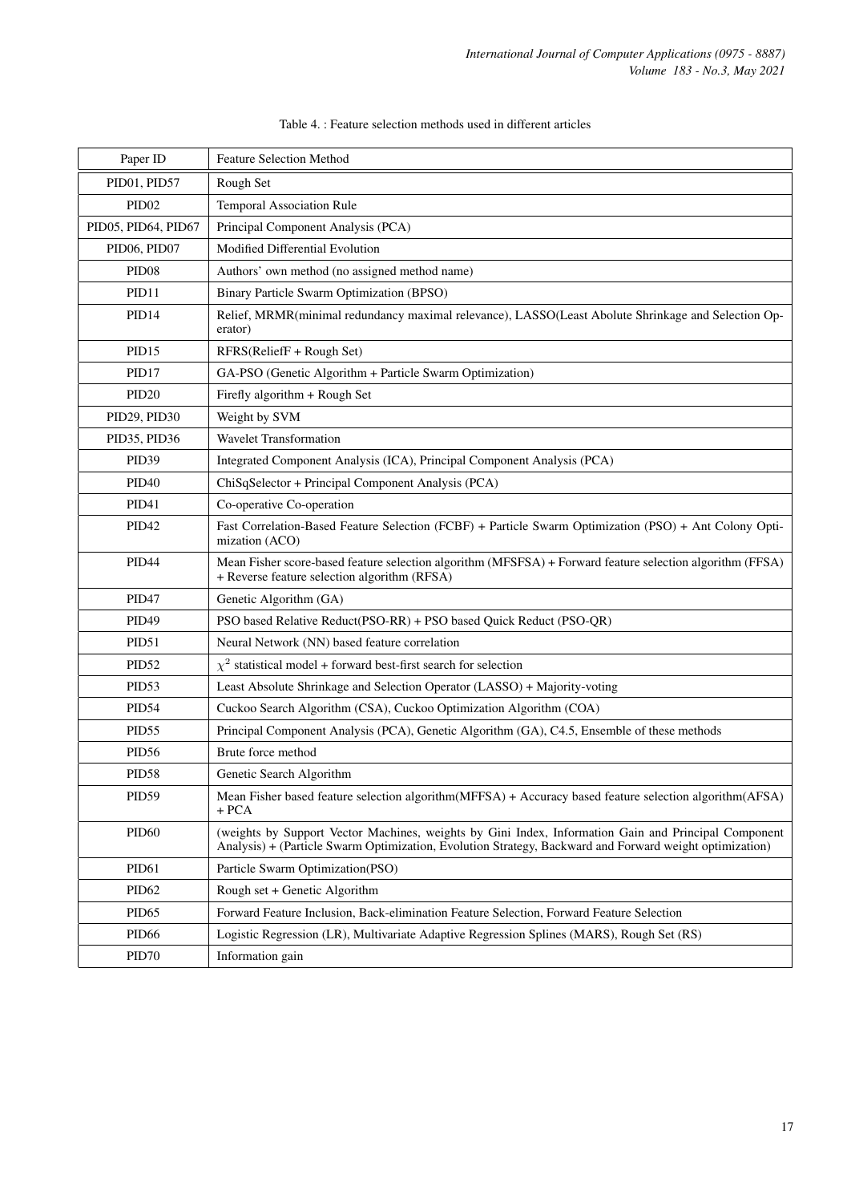Table 4. : Feature selection methods used in different articles

| Paper ID | Feature Selection Method |
| --- | --- |
| PID01, PID57 | Rough Set |
| PID02 | Temporal Association Rule |
| PID05, PID64, PID67 | Principal Component Analysis (PCA) |
| PID06, PID07 | Modified Differential Evolution |
| PID08 | Authors' own method (no assigned method name) |
| PID11 | Binary Particle Swarm Optimization (BPSO) |
| PID14 | Relief, MRMR(minimal redundancy maximal relevance), LASSO(Least Abolute Shrinkage and Selection Operator) |
| PID15 | RFRS(ReliefF + Rough Set) |
| PID17 | GA-PSO (Genetic Algorithm + Particle Swarm Optimization) |
| PID20 | Firefly algorithm + Rough Set |
| PID29, PID30 | Weight by SVM |
| PID35, PID36 | Wavelet Transformation |
| PID39 | Integrated Component Analysis (ICA), Principal Component Analysis (PCA) |
| PID40 | ChiSqSelector + Principal Component Analysis (PCA) |
| PID41 | Co-operative Co-operation |
| PID42 | Fast Correlation-Based Feature Selection (FCBF) + Particle Swarm Optimization (PSO) + Ant Colony Optimization (ACO) |
| PID44 | Mean Fisher score-based feature selection algorithm (MFSFSA) + Forward feature selection algorithm (FFSA) + Reverse feature selection algorithm (RFSA) |
| PID47 | Genetic Algorithm (GA) |
| PID49 | PSO based Relative Reduct(PSO-RR) + PSO based Quick Reduct (PSO-QR) |
| PID51 | Neural Network (NN) based feature correlation |
| PID52 | $\chi^2$ statistical model + forward best-first search for selection |
| PID53 | Least Absolute Shrinkage and Selection Operator (LASSO) + Majority-voting |
| PID54 | Cuckoo Search Algorithm (CSA), Cuckoo Optimization Algorithm (COA) |
| PID55 | Principal Component Analysis (PCA), Genetic Algorithm (GA), C4.5, Ensemble of these methods |
| PID56 | Brute force method |
| PID58 | Genetic Search Algorithm |
| PID59 | Mean Fisher based feature selection algorithm(MFFSA) + Accuracy based feature selection algorithm(AFSA) + PCA |
| PID60 | (weights by Support Vector Machines, weights by Gini Index, Information Gain and Principal Component Analysis) + (Particle Swarm Optimization, Evolution Strategy, Backward and Forward weight optimization) |
| PID61 | Particle Swarm Optimization(PSO) |
| PID62 | Rough set + Genetic Algorithm |
| PID65 | Forward Feature Inclusion, Back-elimination Feature Selection, Forward Feature Selection |
| PID66 | Logistic Regression (LR), Multivariate Adaptive Regression Splines (MARS), Rough Set (RS) |
| PID70 | Information gain |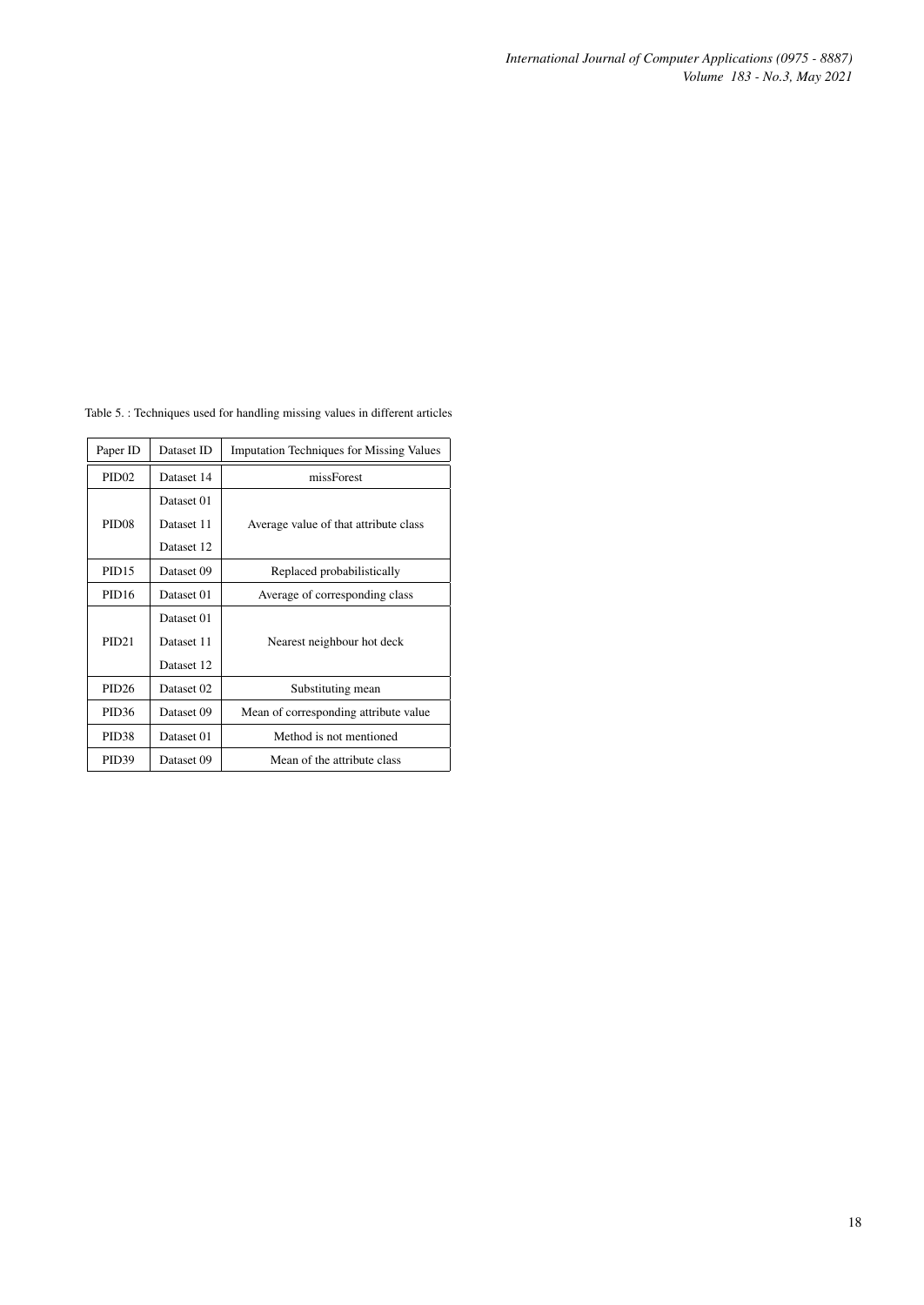Table 5. : Techniques used for handling missing values in different articles

| Paper ID | Dataset ID | Imputation Techniques for Missing Values |
| --- | --- | --- |
| PID02 | Dataset 14 | missForest |
| PID08 | Dataset 01<br>Dataset 11<br>Dataset 12 | Average value of that attribute class |
| PID15 | Dataset 09 | Replaced probabilistically |
| PID16 | Dataset 01 | Average of corresponding class |
| PID21 | Dataset 01<br>Dataset 11<br>Dataset 12 | Nearest neighbour hot deck |
| PID26 | Dataset 02 | Substituting mean |
| PID36 | Dataset 09 | Mean of corresponding attribute value |
| PID38 | Dataset 01 | Method is not mentioned |
| PID39 | Dataset 09 | Mean of the attribute class |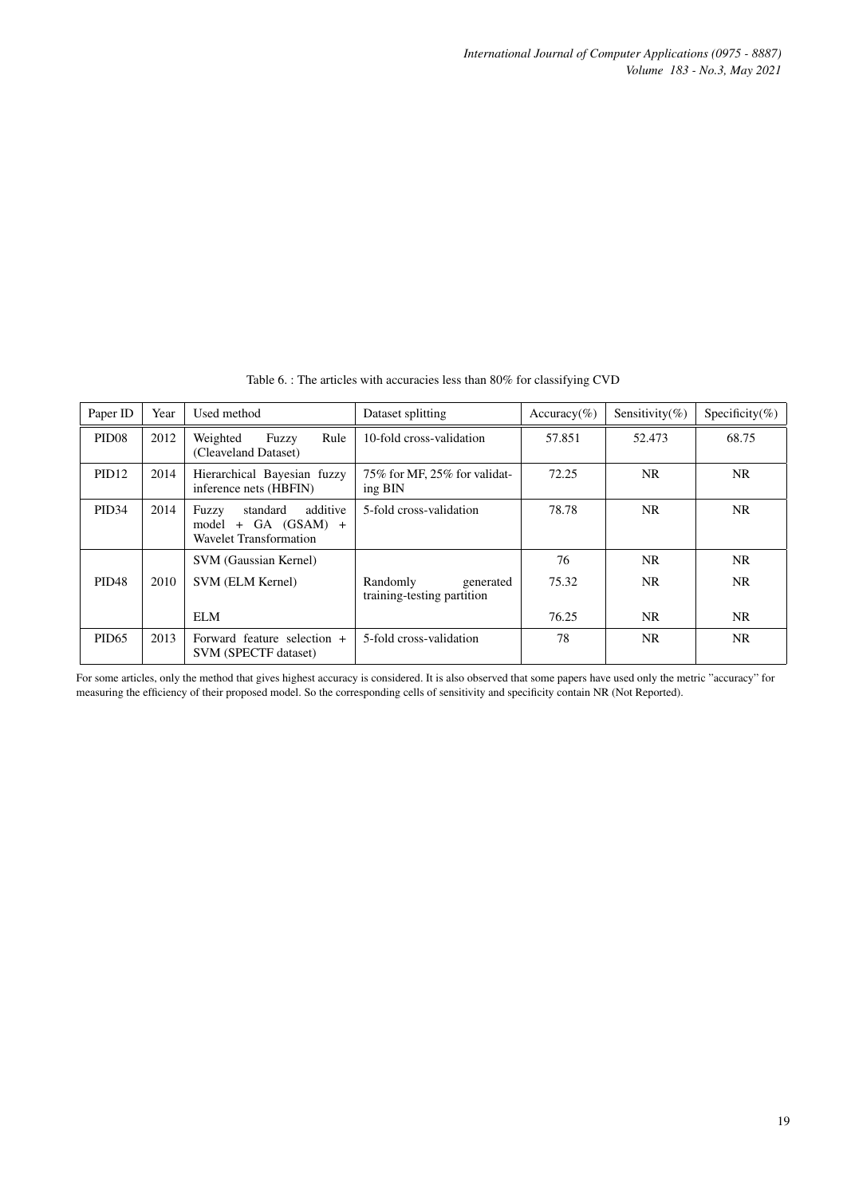Table 6. : The articles with accuracies less than 80% for classifying CVD

| Paper ID | Year | Used method | Dataset splitting | Accuracy(%) | Sensitivity(%) | Specificity(%) |
|---|---|---|---|---|---|---|
| PID08 | 2012 | Weighted Fuzzy Rule (Cleaveland Dataset) | 10-fold cross-validation | 57.851 | 52.473 | 68.75 |
| PID12 | 2014 | Hierarchical Bayesian fuzzy inference nets (HBFIN) | 75% for MF, 25% for validating BIN | 72.25 | NR | NR |
| PID34 | 2014 | Fuzzy standard additive model + GA (GSAM) + Wavelet Transformation | 5-fold cross-validation | 78.78 | NR | NR |
| PID48 | 2010 | SVM (Gaussian Kernel) | Randomly generated training-testing partition | 76 | NR | NR |
| | | SVM (ELM Kernel) | | 75.32 | NR | NR |
| | | ELM | | 76.25 | NR | NR |
| PID65 | 2013 | Forward feature selection + SVM (SPECTF dataset) | 5-fold cross-validation | 78 | NR | NR |

For some articles, only the method that gives highest accuracy is considered. It is also observed that some papers have used only the metric "accuracy" for measuring the efficiency of their proposed model. So the corresponding cells of sensitivity and specificity contain NR (Not Reported).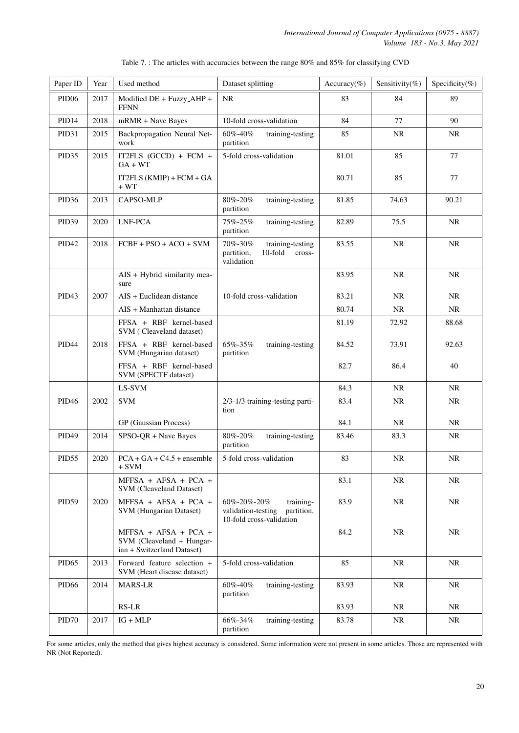Table 7. : The articles with accuracies between the range 80% and 85% for classifying CVD

| Paper ID | Year | Used method | Dataset splitting | Accuracy(%) | Sensitivity(%) | Specificity(%) |
|---|---|---|---|---|---|---|
| PID06 | 2017 | Modified DE + Fuzzy_AHP + FFNN | NR | 83 | 84 | 89 |
| PID14 | 2018 | mRMR + Nave Bayes | 10-fold cross-validation | 84 | 77 | 90 |
| PID31 | 2015 | Backpropagation Neural Network | 60%-40% training-testing partition | 85 | NR | NR |
| PID35 | 2015 | IT2FLS (GCCD) + FCM + GA + WT | 5-fold cross-validation | 81.01 | 85 | 77 |
| | | IT2FLS (KMIP) + FCM + GA + WT | | 80.71 | 85 | 77 |
| PID36 | 2013 | CAPSO-MLP | 80%-20% training-testing partition | 81.85 | 74.63 | 90.21 |
| PID39 | 2020 | LNF-PCA | 75%-25% training-testing partition | 82.89 | 75.5 | NR |
| PID42 | 2018 | FCBF + PSO + ACO + SVM | 70%-30% training-testing partition, 10-fold cross-validation | 83.55 | NR | NR |
| | | AIS + Hybrid similarity measure | | 83.95 | NR | NR |
| PID43 | 2007 | AIS + Euclidean distance | 10-fold cross-validation | 83.21 | NR | NR |
| | | AIS + Manhattan distance | | 80.74 | NR | NR |
| | | FFSA + RBF kernel-based SVM ( Cleaveland dataset) | | 81.19 | 72.92 | 88.68 |
| PID44 | 2018 | FFSA + RBF kernel-based SVM (Hungarian dataset) | 65%-35% training-testing partition | 84.52 | 73.91 | 92.63 |
| | | FFSA + RBF kernel-based SVM (SPECTF dataset) | | 82.7 | 86.4 | 40 |
| | | LS-SVM | | 84.3 | NR | NR |
| PID46 | 2002 | SVM | 2/3-1/3 training-testing partition | 83.4 | NR | NR |
| | | GP (Gaussian Process) | | 84.1 | NR | NR |
| PID49 | 2014 | SPSO-QR + Nave Bayes | 80%-20% training-testing partition | 83.46 | 83.3 | NR |
| PID55 | 2020 | PCA + GA + C4.5 + ensemble + SVM | 5-fold cross-validation | 83 | NR | NR |
| | | MFFSA + AFSA + PCA + SVM (Cleaveland Dataset) | | 83.1 | NR | NR |
| PID59 | 2020 | MFFSA + AFSA + PCA + SVM (Hungarian Dataset) | 60%-20%-20% training-validation-testing partition, 10-fold cross-validation | 83.9 | NR | NR |
| | | MFFSA + AFSA + PCA + SVM (Cleaveland + Hungarian + Switzerland Dataset) | | 84.2 | NR | NR |
| PID65 | 2013 | Forward feature selection + SVM (Heart disease dataset) | 5-fold cross-validation | 85 | NR | NR |
| PID66 | 2014 | MARS-LR | 60%-40% training-testing partition | 83.93 | NR | NR |
| | | RS-LR | | 83.93 | NR | NR |
| PID70 | 2017 | IG + MLP | 66%-34% training-testing partition | 83.78 | NR | NR |

For some articles, only the method that gives highest accuracy is considered. Some information were not present in some articles. Those are represented with NR (Not Reported).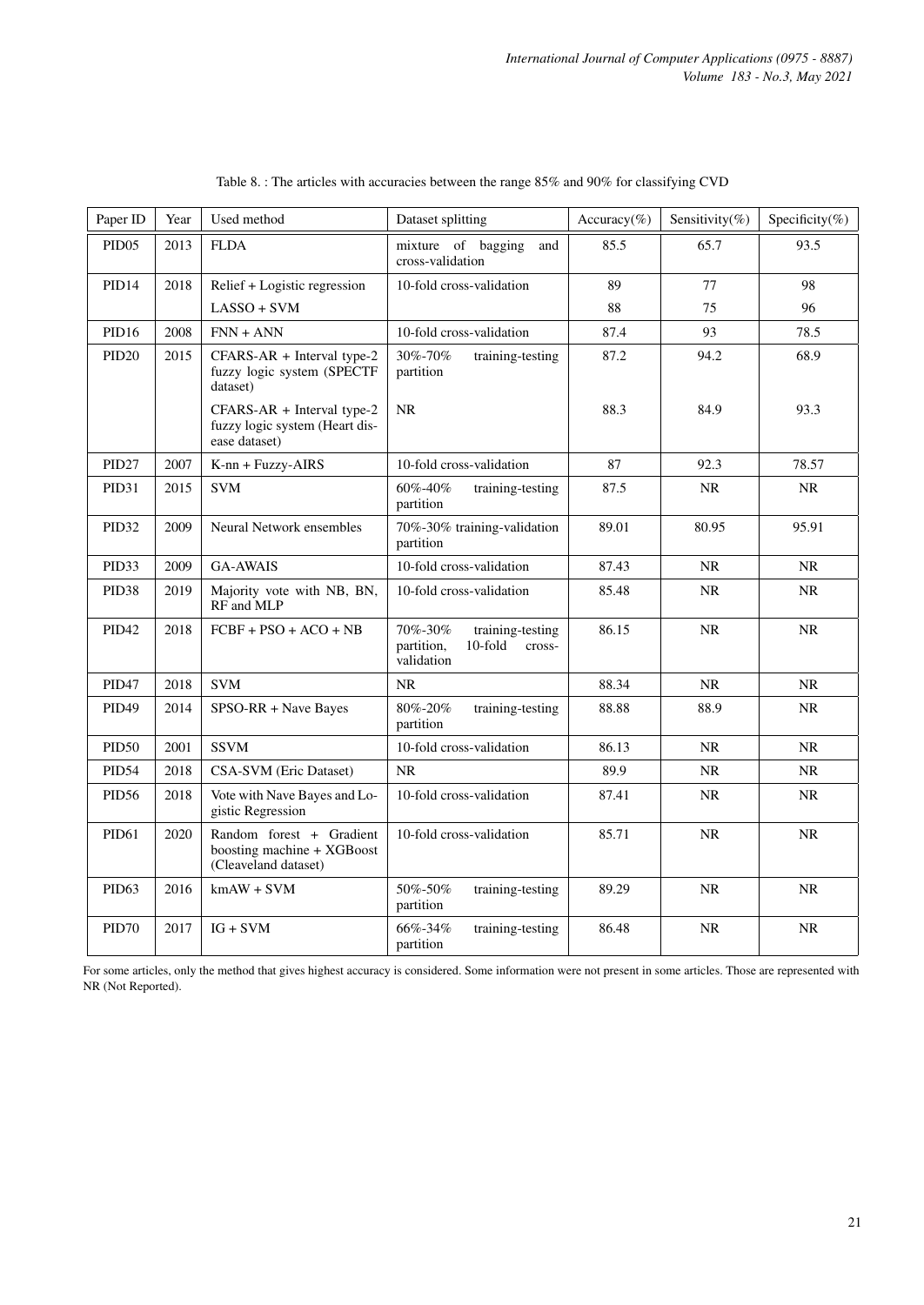Table 8. : The articles with accuracies between the range 85% and 90% for classifying CVD

| Paper ID | Year | Used method | Dataset splitting | Accuracy(%) | Sensitivity(%) | Specificity(%) |
|---|---|---|---|---|---|---|
| PID05 | 2013 | FLDA | mixture of bagging and cross-validation | 85.5 | 65.7 | 93.5 |
| PID14 | 2018 | Relief + Logistic regression | 10-fold cross-validation | 89 | 77 | 98 |
| | | LASSO + SVM | | 88 | 75 | 96 |
| PID16 | 2008 | FNN + ANN | 10-fold cross-validation | 87.4 | 93 | 78.5 |
| PID20 | 2015 | CFARS-AR + Interval type-2 fuzzy logic system (SPECTF dataset) | 30%-70% training-testing partition | 87.2 | 94.2 | 68.9 |
| | | CFARS-AR + Interval type-2 fuzzy logic system (Heart disease dataset) | NR | 88.3 | 84.9 | 93.3 |
| PID27 | 2007 | K-nn + Fuzzy-AIRS | 10-fold cross-validation | 87 | 92.3 | 78.57 |
| PID31 | 2015 | SVM | 60%-40% training-testing partition | 87.5 | NR | NR |
| PID32 | 2009 | Neural Network ensembles | 70%-30% training-validation partition | 89.01 | 80.95 | 95.91 |
| PID33 | 2009 | GA-AWAIS | 10-fold cross-validation | 87.43 | NR | NR |
| PID38 | 2019 | Majority vote with NB, BN, RF and MLP | 10-fold cross-validation | 85.48 | NR | NR |
| PID42 | 2018 | FCBF + PSO + ACO + NB | 70%-30% training-testing partition, 10-fold cross-validation | 86.15 | NR | NR |
| PID47 | 2018 | SVM | NR | 88.34 | NR | NR |
| PID49 | 2014 | SPSO-RR + Nave Bayes | 80%-20% training-testing partition | 88.88 | 88.9 | NR |
| PID50 | 2001 | SSVM | 10-fold cross-validation | 86.13 | NR | NR |
| PID54 | 2018 | CSA-SVM (Eric Dataset) | NR | 89.9 | NR | NR |
| PID56 | 2018 | Vote with Nave Bayes and Logistic Regression | 10-fold cross-validation | 87.41 | NR | NR |
| PID61 | 2020 | Random forest + Gradient boosting machine + XGBoost (Cleaveland dataset) | 10-fold cross-validation | 85.71 | NR | NR |
| PID63 | 2016 | kmAW + SVM | 50%-50% training-testing partition | 89.29 | NR | NR |
| PID70 | 2017 | IG + SVM | 66%-34% training-testing partition | 86.48 | NR | NR |

For some articles, only the method that gives highest accuracy is considered. Some information were not present in some articles. Those are represented with NR (Not Reported).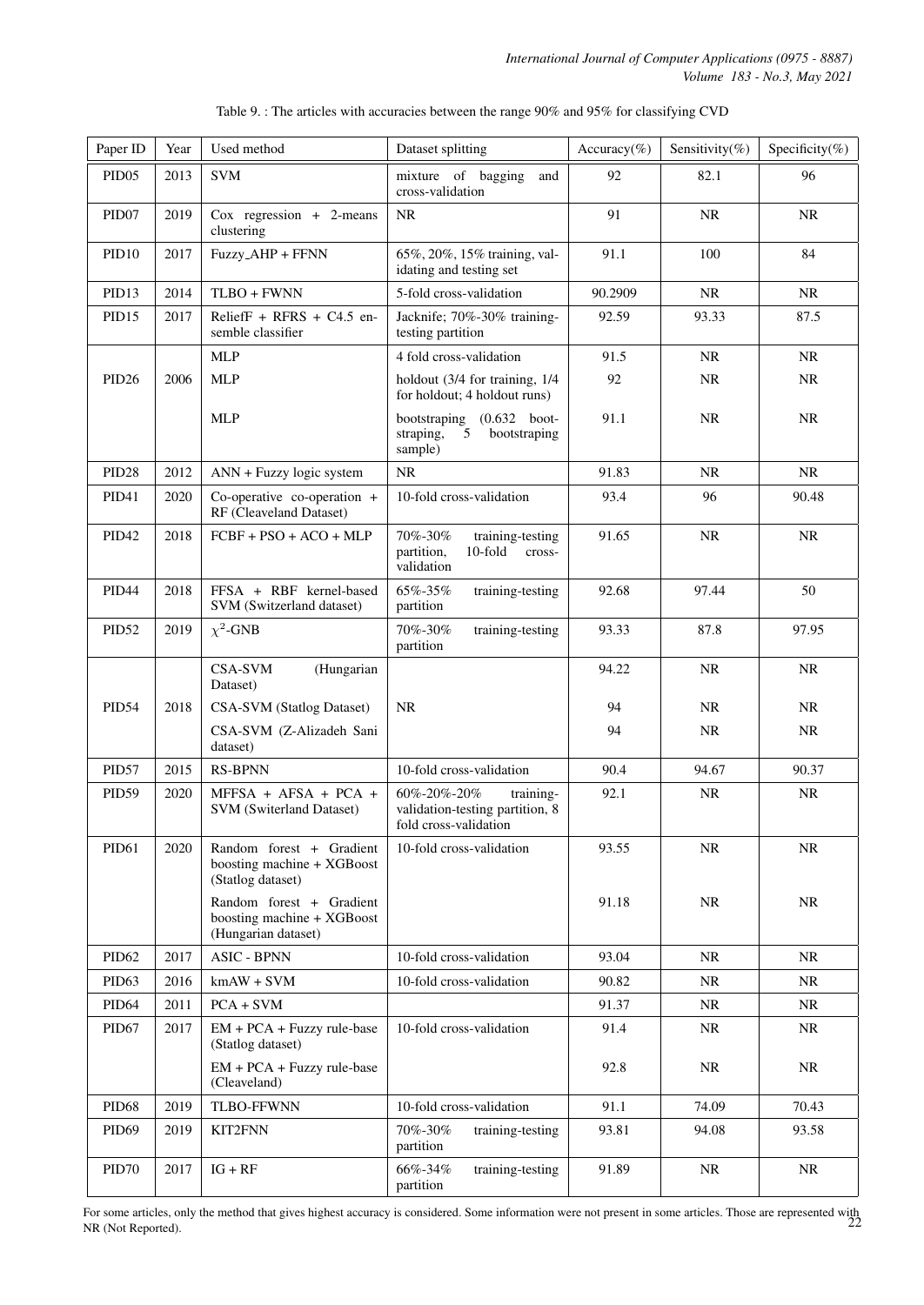Table 9. : The articles with accuracies between the range 90% and 95% for classifying CVD

| Paper ID | Year | Used method | Dataset splitting | Accuracy(%) | Sensitivity(%) | Specificity(%) |
|---|---|---|---|---|---|---|
| PID05 | 2013 | SVM | mixture of bagging and cross-validation | 92 | 82.1 | 96 |
| PID07 | 2019 | Cox regression + 2-means clustering | NR | 91 | NR | NR |
| PID10 | 2017 | Fuzzy_AHP + FFNN | 65%, 20%, 15% training, validating and testing set | 91.1 | 100 | 84 |
| PID13 | 2014 | TLBO + FWNN | 5-fold cross-validation | 90.2909 | NR | NR |
| PID15 | 2017 | ReliefF + RFRS + C4.5 ensemble classifier | Jacknife; 70%-30% training-testing partition | 92.59 | 93.33 | 87.5 |
| PID26 | 2006 | MLP | 4 fold cross-validation | 91.5 | NR | NR |
| | | MLP | holdout (3/4 for training, 1/4 for holdout; 4 holdout runs) | 92 | NR | NR |
| | | MLP | bootstraping (0.632 bootstraping, 5 bootstraping sample) | 91.1 | NR | NR |
| PID28 | 2012 | ANN + Fuzzy logic system | NR | 91.83 | NR | NR |
| PID41 | 2020 | Co-operative co-operation + RF (Cleaveland Dataset) | 10-fold cross-validation | 93.4 | 96 | 90.48 |
| PID42 | 2018 | FCBF + PSO + ACO + MLP | 70%-30% training-testing partition, 10-fold cross-validation | 91.65 | NR | NR |
| PID44 | 2018 | FFSA + RBF kernel-based SVM (Switzerland dataset) | 65%-35% training-testing partition | 92.68 | 97.44 | 50 |
| PID52 | 2019 | $\chi^2$-GNB | 70%-30% training-testing partition | 93.33 | 87.8 | 97.95 |
| PID54 | 2018 | CSA-SVM (Hungarian Dataset) | NR | 94.22 | NR | NR |
| | | CSA-SVM (Statlog Dataset) | | 94 | NR | NR |
| | | CSA-SVM (Z-Alizadeh Sani dataset) | | 94 | NR | NR |
| PID57 | 2015 | RS-BPNN | 10-fold cross-validation | 90.4 | 94.67 | 90.37 |
| PID59 | 2020 | MFFSA + AFSA + PCA + SVM (Switerland Dataset) | 60%-20%-20% training-validation-testing partition, 8 fold cross-validation | 92.1 | NR | NR |
| PID61 | 2020 | Random forest + Gradient boosting machine + XGBoost (Statlog dataset) | 10-fold cross-validation | 93.55 | NR | NR |
| | | Random forest + Gradient boosting machine + XGBoost (Hungarian dataset) | | 91.18 | NR | NR |
| PID62 | 2017 | ASIC - BPNN | 10-fold cross-validation | 93.04 | NR | NR |
| PID63 | 2016 | kmAW + SVM | 10-fold cross-validation | 90.82 | NR | NR |
| PID64 | 2011 | PCA + SVM | | 91.37 | NR | NR |
| PID67 | 2017 | EM + PCA + Fuzzy rule-base (Statlog dataset) | 10-fold cross-validation | 91.4 | NR | NR |
| | | EM + PCA + Fuzzy rule-base (Cleaveland) | | 92.8 | NR | NR |
| PID68 | 2019 | TLBO-FFWNN | 10-fold cross-validation | 91.1 | 74.09 | 70.43 |
| PID69 | 2019 | KIT2FNN | 70%-30% training-testing partition | 93.81 | 94.08 | 93.58 |
| PID70 | 2017 | IG + RF | 66%-34% training-testing partition | 91.89 | NR | NR |

For some articles, only the method that gives highest accuracy is considered. Some information were not present in some articles. Those are represented with NR (Not Reported).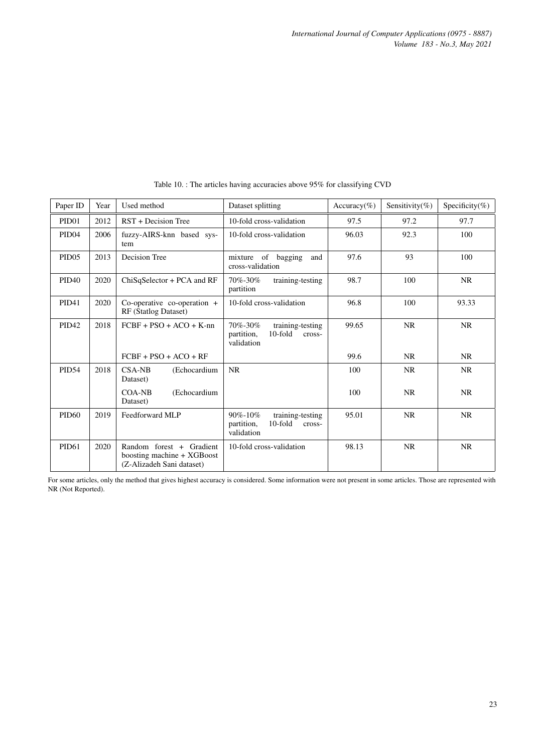Table 10. : The articles having accuracies above 95% for classifying CVD

| Paper ID | Year | Used method | Dataset splitting | Accuracy(%) | Sensitivity(%) | Specificity(%) |
|---|---|---|---|---|---|---|
| PID01 | 2012 | RST + Decision Tree | 10-fold cross-validation | 97.5 | 97.2 | 97.7 |
| PID04 | 2006 | fuzzy-AIRS-knn based system | 10-fold cross-validation | 96.03 | 92.3 | 100 |
| PID05 | 2013 | Decision Tree | mixture of bagging and cross-validation | 97.6 | 93 | 100 |
| PID40 | 2020 | ChiSqSelector + PCA and RF | 70%-30% training-testing partition | 98.7 | 100 | NR |
| PID41 | 2020 | Co-operative co-operation + RF (Statlog Dataset) | 10-fold cross-validation | 96.8 | 100 | 93.33 |
| PID42 | 2018 | FCBF + PSO + ACO + K-nn | 70%-30% training-testing partition, 10-fold cross-validation | 99.65 | NR | NR |
| | | FCBF + PSO + ACO + RF | | 99.6 | NR | NR |
| PID54 | 2018 | CSA-NB (Echocardium Dataset) | NR | 100 | NR | NR |
| | | COA-NB (Echocardium Dataset) | | 100 | NR | NR |
| PID60 | 2019 | Feedforward MLP | 90%-10% training-testing partition, 10-fold cross-validation | 95.01 | NR | NR |
| PID61 | 2020 | Random forest + Gradient boosting machine + XGBoost (Z-Alizadeh Sani dataset) | 10-fold cross-validation | 98.13 | NR | NR |

For some articles, only the method that gives highest accuracy is considered. Some information were not present in some articles. Those are represented with NR (Not Reported).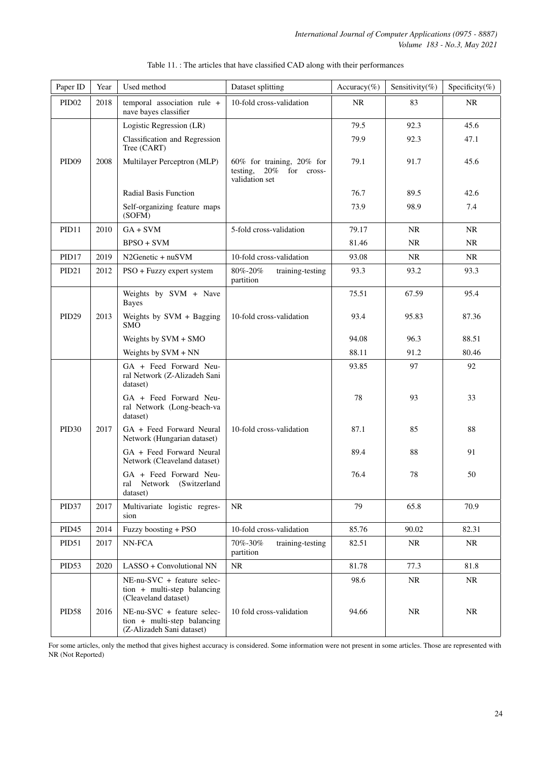Table 11. : The articles that have classified CAD along with their performances

| Paper ID | Year | Used method | Dataset splitting | Accuracy(%) | Sensitivity(%) | Specificity(%) |
|---|---|---|---|---|---|---|
| PID02 | 2018 | temporal association rule + nave bayes classifier | 10-fold cross-validation | NR | 83 | NR |
| PID09 | 2008 | Logistic Regression (LR) | 60% for training, 20% for testing, 20% for cross-validation set | 79.5 | 92.3 | 45.6 |
| | | Classification and Regression Tree (CART) | | 79.9 | 92.3 | 47.1 |
| | | Multilayer Perceptron (MLP) | | 79.1 | 91.7 | 45.6 |
| | | Radial Basis Function | | 76.7 | 89.5 | 42.6 |
| | | Self-organizing feature maps (SOFM) | | 73.9 | 98.9 | 7.4 |
| PID11 | 2010 | GA + SVM | 5-fold cross-validation | 79.17 | NR | NR |
| | | BPSO + SVM | | 81.46 | NR | NR |
| PID17 | 2019 | N2Genetic + nuSVM | 10-fold cross-validation | 93.08 | NR | NR |
| PID21 | 2012 | PSO + Fuzzy expert system | 80%-20% training-testing partition | 93.3 | 93.2 | 93.3 |
| PID29 | 2013 | Weights by SVM + Nave Bayes | 10-fold cross-validation | 75.51 | 67.59 | 95.4 |
| | | Weights by SVM + Bagging SMO | | 93.4 | 95.83 | 87.36 |
| | | Weights by SVM + SMO | | 94.08 | 96.3 | 88.51 |
| | | Weights by SVM + NN | | 88.11 | 91.2 | 80.46 |
| PID30 | 2017 | GA + Feed Forward Neural Network (Z-Alizadeh Sani dataset) | 10-fold cross-validation | 93.85 | 97 | 92 |
| | | GA + Feed Forward Neural Network (Long-beach-va dataset) | | 78 | 93 | 33 |
| | | GA + Feed Forward Neural Network (Hungarian dataset) | | 87.1 | 85 | 88 |
| | | GA + Feed Forward Neural Network (Cleaveland dataset) | | 89.4 | 88 | 91 |
| | | GA + Feed Forward Neural Network (Switzerland dataset) | | 76.4 | 78 | 50 |
| PID37 | 2017 | Multivariate logistic regression | NR | 79 | 65.8 | 70.9 |
| PID45 | 2014 | Fuzzy boosting + PSO | 10-fold cross-validation | 85.76 | 90.02 | 82.31 |
| PID51 | 2017 | NN-FCA | 70%-30% training-testing partition | 82.51 | NR | NR |
| PID53 | 2020 | LASSO + Convolutional NN | NR | 81.78 | 77.3 | 81.8 |
| PID58 | 2016 | NE-nu-SVC + feature selection + multi-step balancing (Cleaveland dataset) | 10 fold cross-validation | 98.6 | NR | NR |
| | | NE-nu-SVC + feature selection + multi-step balancing (Z-Alizadeh Sani dataset) | | 94.66 | NR | NR |

For some articles, only the method that gives highest accuracy is considered. Some information were not present in some articles. Those are represented with NR (Not Reported)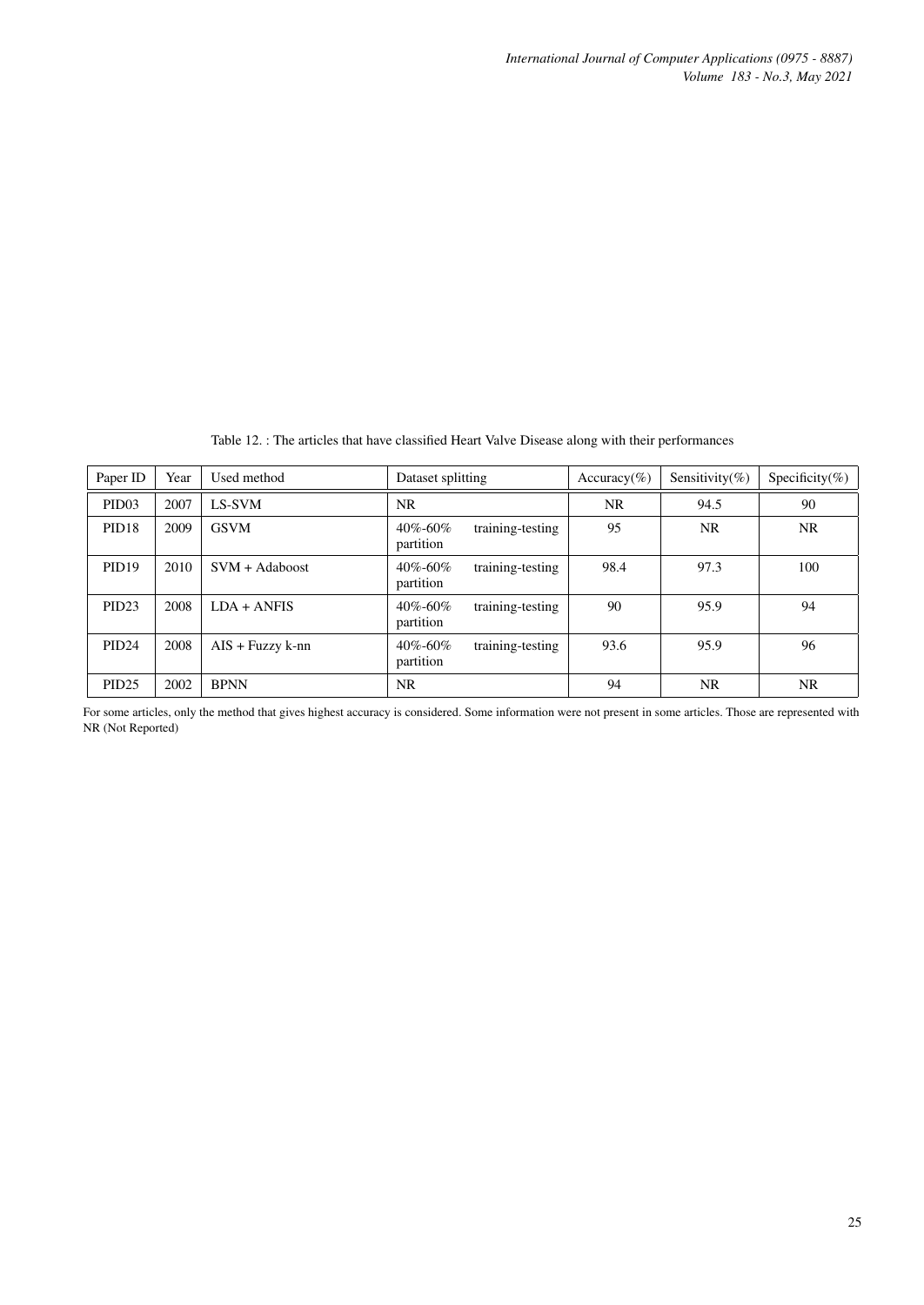Table 12. : The articles that have classified Heart Valve Disease along with their performances

| Paper ID | Year | Used method | Dataset splitting | Accuracy(%) | Sensitivity(%) | Specificity(%) |
|---|---|---|---|---|---|---|
| PID03 | 2007 | LS-SVM | NR | NR | 94.5 | 90 |
| PID18 | 2009 | GSVM | 40%-60% training-testing partition | 95 | NR | NR |
| PID19 | 2010 | SVM + Adaboost | 40%-60% training-testing partition | 98.4 | 97.3 | 100 |
| PID23 | 2008 | LDA + ANFIS | 40%-60% training-testing partition | 90 | 95.9 | 94 |
| PID24 | 2008 | AIS + Fuzzy k-nn | 40%-60% training-testing partition | 93.6 | 95.9 | 96 |
| PID25 | 2002 | BPNN | NR | 94 | NR | NR |

For some articles, only the method that gives highest accuracy is considered. Some information were not present in some articles. Those are represented with NR (Not Reported)